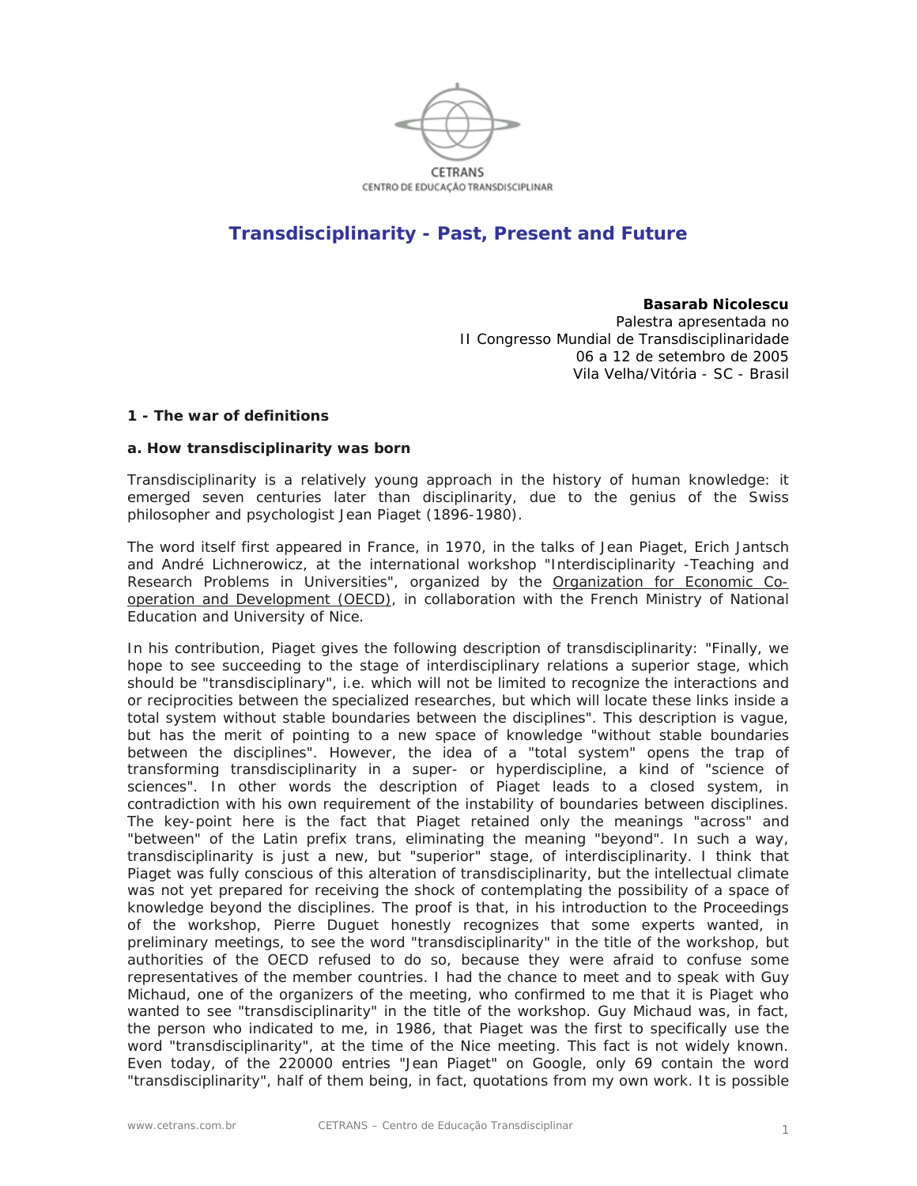CETRANS
CENTRO DE EDUCAÇÃO TRANSDISCIPLINAR

# Transdisciplinarity - Past, Present and Future

**Basarab Nicolescu**
Palestra apresentada no
II Congresso Mundial de Transdisciplinaridade
06 a 12 de setembro de 2005
Vila Velha/Vitória - SC - Brasil

## 1 - The war of definitions

### a. How transdisciplinarity was born

Transdisciplinarity is a relatively young approach in the history of human knowledge: it emerged seven centuries later than disciplinarity, due to the genius of the Swiss philosopher and psychologist Jean Piaget (1896-1980).

The word itself first appeared in France, in 1970, in the talks of Jean Piaget, Erich Jantsch and André Lichnerowicz, at the international workshop "Interdisciplinarity -Teaching and Research Problems in Universities", organized by the Organization for Economic Co-operation and Development (OECD), in collaboration with the French Ministry of National Education and University of Nice.

In his contribution, Piaget gives the following description of transdisciplinarity: "Finally, we hope to see succeeding to the stage of interdisciplinary relations a superior stage, which should be "transdisciplinary", i.e. which will not be limited to recognize the interactions and or reciprocities between the specialized researches, but which will locate these links inside a total system without stable boundaries between the disciplines". This description is vague, but has the merit of pointing to a new space of knowledge "without stable boundaries between the disciplines". However, the idea of a "total system" opens the trap of transforming transdisciplinarity in a super- or hyperdiscipline, a kind of "science of sciences". In other words the description of Piaget leads to a closed system, in contradiction with his own requirement of the instability of boundaries between disciplines. The key-point here is the fact that Piaget retained only the meanings "across" and "between" of the Latin prefix trans, eliminating the meaning "beyond". In such a way, transdisciplinarity is just a new, but "superior" stage, of interdisciplinarity. I think that Piaget was fully conscious of this alteration of transdisciplinarity, but the intellectual climate was not yet prepared for receiving the shock of contemplating the possibility of a space of knowledge beyond the disciplines. The proof is that, in his introduction to the Proceedings of the workshop, Pierre Duguet honestly recognizes that some experts wanted, in preliminary meetings, to see the word "transdisciplinarity" in the title of the workshop, but authorities of the OECD refused to do so, because they were afraid to confuse some representatives of the member countries. I had the chance to meet and to speak with Guy Michaud, one of the organizers of the meeting, who confirmed to me that it is Piaget who wanted to see "transdisciplinarity" in the title of the workshop. Guy Michaud was, in fact, the person who indicated to me, in 1986, that Piaget was the first to specifically use the word "transdisciplinarity", at the time of the Nice meeting. This fact is not widely known. Even today, of the 220000 entries "Jean Piaget" on Google, only 69 contain the word "transdisciplinarity", half of them being, in fact, quotations from my own work. It is possible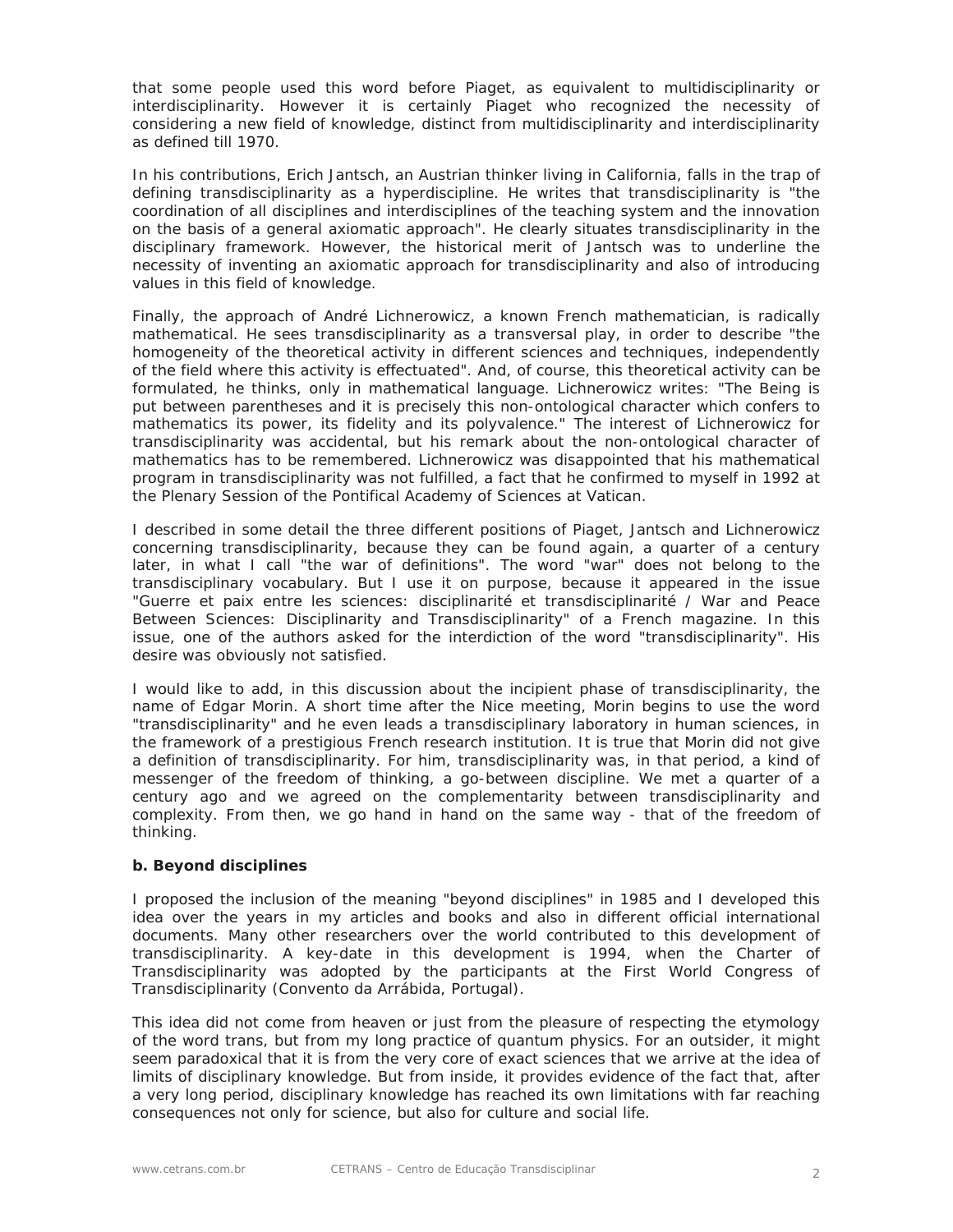that some people used this word before Piaget, as equivalent to multidisciplinarity or interdisciplinarity. However it is certainly Piaget who recognized the necessity of considering a new field of knowledge, distinct from multidisciplinarity and interdisciplinarity as defined till 1970.

In his contributions, Erich Jantsch, an Austrian thinker living in California, falls in the trap of defining transdisciplinarity as a hyperdiscipline. He writes that transdisciplinarity is "the coordination of all disciplines and interdisciplines of the teaching system and the innovation on the basis of a general axiomatic approach". He clearly situates transdisciplinarity in the disciplinary framework. However, the historical merit of Jantsch was to underline the necessity of inventing an axiomatic approach for transdisciplinarity and also of introducing values in this field of knowledge.

Finally, the approach of André Lichnerowicz, a known French mathematician, is radically mathematical. He sees transdisciplinarity as a transversal play, in order to describe "the homogeneity of the theoretical activity in different sciences and techniques, independently of the field where this activity is effectuated". And, of course, this theoretical activity can be formulated, he thinks, only in mathematical language. Lichnerowicz writes: "The Being is put between parentheses and it is precisely this non-ontological character which confers to mathematics its power, its fidelity and its polyvalence." The interest of Lichnerowicz for transdisciplinarity was accidental, but his remark about the non-ontological character of mathematics has to be remembered. Lichnerowicz was disappointed that his mathematical program in transdisciplinarity was not fulfilled, a fact that he confirmed to myself in 1992 at the Plenary Session of the Pontifical Academy of Sciences at Vatican.

I described in some detail the three different positions of Piaget, Jantsch and Lichnerowicz concerning transdisciplinarity, because they can be found again, a quarter of a century later, in what I call "the war of definitions". The word "war" does not belong to the transdisciplinary vocabulary. But I use it on purpose, because it appeared in the issue "Guerre et paix entre les sciences: disciplinarité et transdisciplinarité / War and Peace Between Sciences: Disciplinarity and Transdisciplinarity" of a French magazine. In this issue, one of the authors asked for the interdiction of the word "transdisciplinarity". His desire was obviously not satisfied.

I would like to add, in this discussion about the incipient phase of transdisciplinarity, the name of Edgar Morin. A short time after the Nice meeting, Morin begins to use the word "transdisciplinarity" and he even leads a transdisciplinary laboratory in human sciences, in the framework of a prestigious French research institution. It is true that Morin did not give a definition of transdisciplinarity. For him, transdisciplinarity was, in that period, a kind of messenger of the freedom of thinking, a go-between discipline. We met a quarter of a century ago and we agreed on the complementarity between transdisciplinarity and complexity. From then, we go hand in hand on the same way - that of the freedom of thinking.

**b. Beyond disciplines**

I proposed the inclusion of the meaning "beyond disciplines" in 1985 and I developed this idea over the years in my articles and books and also in different official international documents. Many other researchers over the world contributed to this development of transdisciplinarity. A key-date in this development is 1994, when the Charter of Transdisciplinarity was adopted by the participants at the First World Congress of Transdisciplinarity (Convento da Arrábida, Portugal).

This idea did not come from heaven or just from the pleasure of respecting the etymology of the word trans, but from my long practice of quantum physics. For an outsider, it might seem paradoxical that it is from the very core of exact sciences that we arrive at the idea of limits of disciplinary knowledge. But from inside, it provides evidence of the fact that, after a very long period, disciplinary knowledge has reached its own limitations with far reaching consequences not only for science, but also for culture and social life.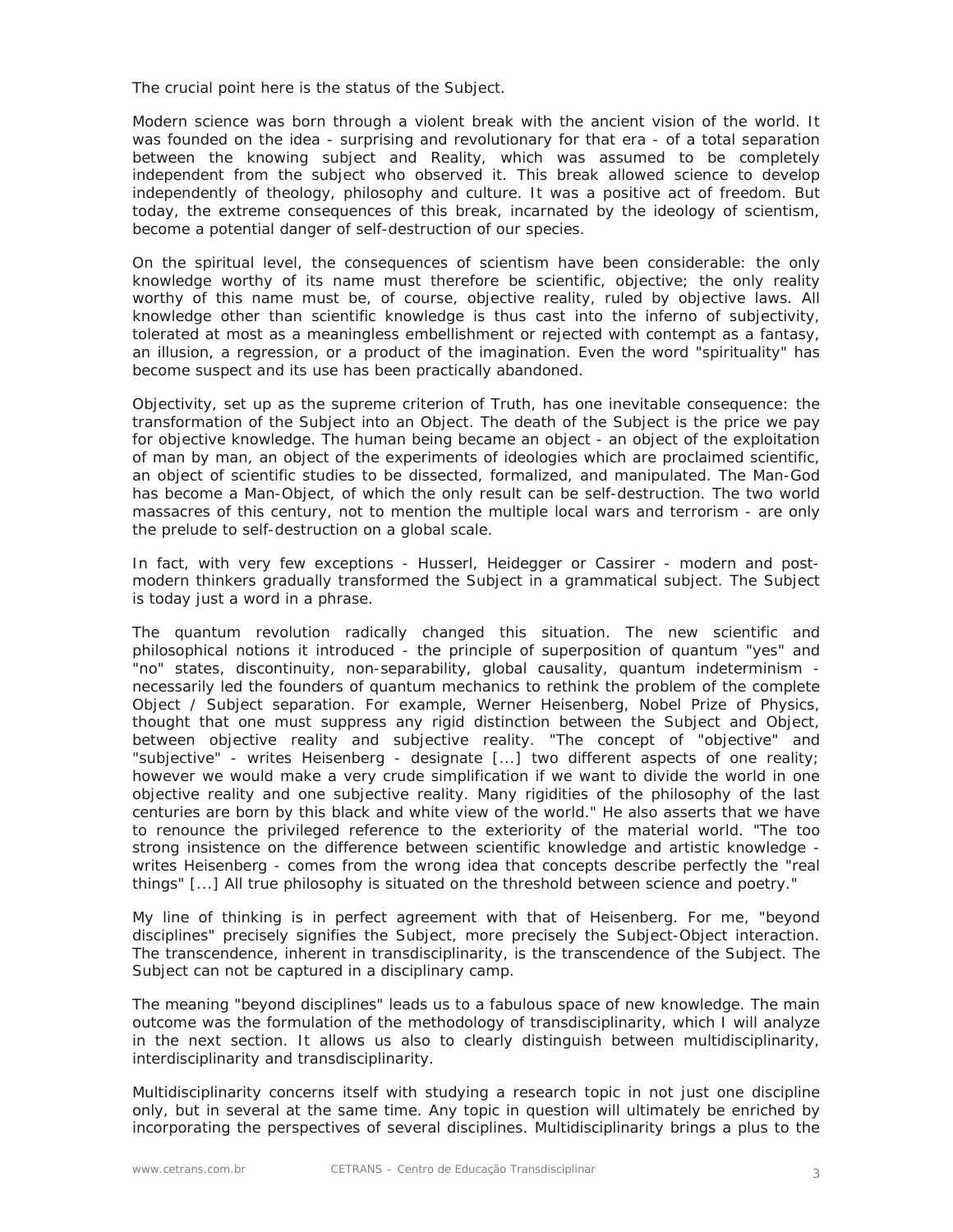The crucial point here is the status of the Subject.

Modern science was born through a violent break with the ancient vision of the world. It was founded on the idea - surprising and revolutionary for that era - of a total separation between the knowing subject and Reality, which was assumed to be completely independent from the subject who observed it. This break allowed science to develop independently of theology, philosophy and culture. It was a positive act of freedom. But today, the extreme consequences of this break, incarnated by the ideology of scientism, become a potential danger of self-destruction of our species.

On the spiritual level, the consequences of scientism have been considerable: the only knowledge worthy of its name must therefore be scientific, objective; the only reality worthy of this name must be, of course, objective reality, ruled by objective laws. All knowledge other than scientific knowledge is thus cast into the inferno of subjectivity, tolerated at most as a meaningless embellishment or rejected with contempt as a fantasy, an illusion, a regression, or a product of the imagination. Even the word "spirituality" has become suspect and its use has been practically abandoned.

Objectivity, set up as the supreme criterion of Truth, has one inevitable consequence: the transformation of the Subject into an Object. The death of the Subject is the price we pay for objective knowledge. The human being became an object - an object of the exploitation of man by man, an object of the experiments of ideologies which are proclaimed scientific, an object of scientific studies to be dissected, formalized, and manipulated. The Man-God has become a Man-Object, of which the only result can be self-destruction. The two world massacres of this century, not to mention the multiple local wars and terrorism - are only the prelude to self-destruction on a global scale.

In fact, with very few exceptions - Husserl, Heidegger or Cassirer - modern and post-modern thinkers gradually transformed the Subject in a grammatical subject. The Subject is today just a word in a phrase.

The quantum revolution radically changed this situation. The new scientific and philosophical notions it introduced - the principle of superposition of quantum "yes" and "no" states, discontinuity, non-separability, global causality, quantum indeterminism - necessarily led the founders of quantum mechanics to rethink the problem of the complete Object / Subject separation. For example, Werner Heisenberg, Nobel Prize of Physics, thought that one must suppress any rigid distinction between the Subject and Object, between objective reality and subjective reality. "The concept of "objective" and "subjective" - writes Heisenberg - designate [...] two different aspects of one reality; however we would make a very crude simplification if we want to divide the world in one objective reality and one subjective reality. Many rigidities of the philosophy of the last centuries are born by this black and white view of the world." He also asserts that we have to renounce the privileged reference to the exteriority of the material world. "The too strong insistence on the difference between scientific knowledge and artistic knowledge - writes Heisenberg - comes from the wrong idea that concepts describe perfectly the "real things" [...] All true philosophy is situated on the threshold between science and poetry."

My line of thinking is in perfect agreement with that of Heisenberg. For me, "beyond disciplines" precisely signifies the Subject, more precisely the Subject-Object interaction. The transcendence, inherent in transdisciplinarity, is the transcendence of the Subject. The Subject can not be captured in a disciplinary camp.

The meaning "beyond disciplines" leads us to a fabulous space of new knowledge. The main outcome was the formulation of the methodology of transdisciplinarity, which I will analyze in the next section. It allows us also to clearly distinguish between multidisciplinarity, interdisciplinarity and transdisciplinarity.

Multidisciplinarity concerns itself with studying a research topic in not just one discipline only, but in several at the same time. Any topic in question will ultimately be enriched by incorporating the perspectives of several disciplines. Multidisciplinarity brings a plus to the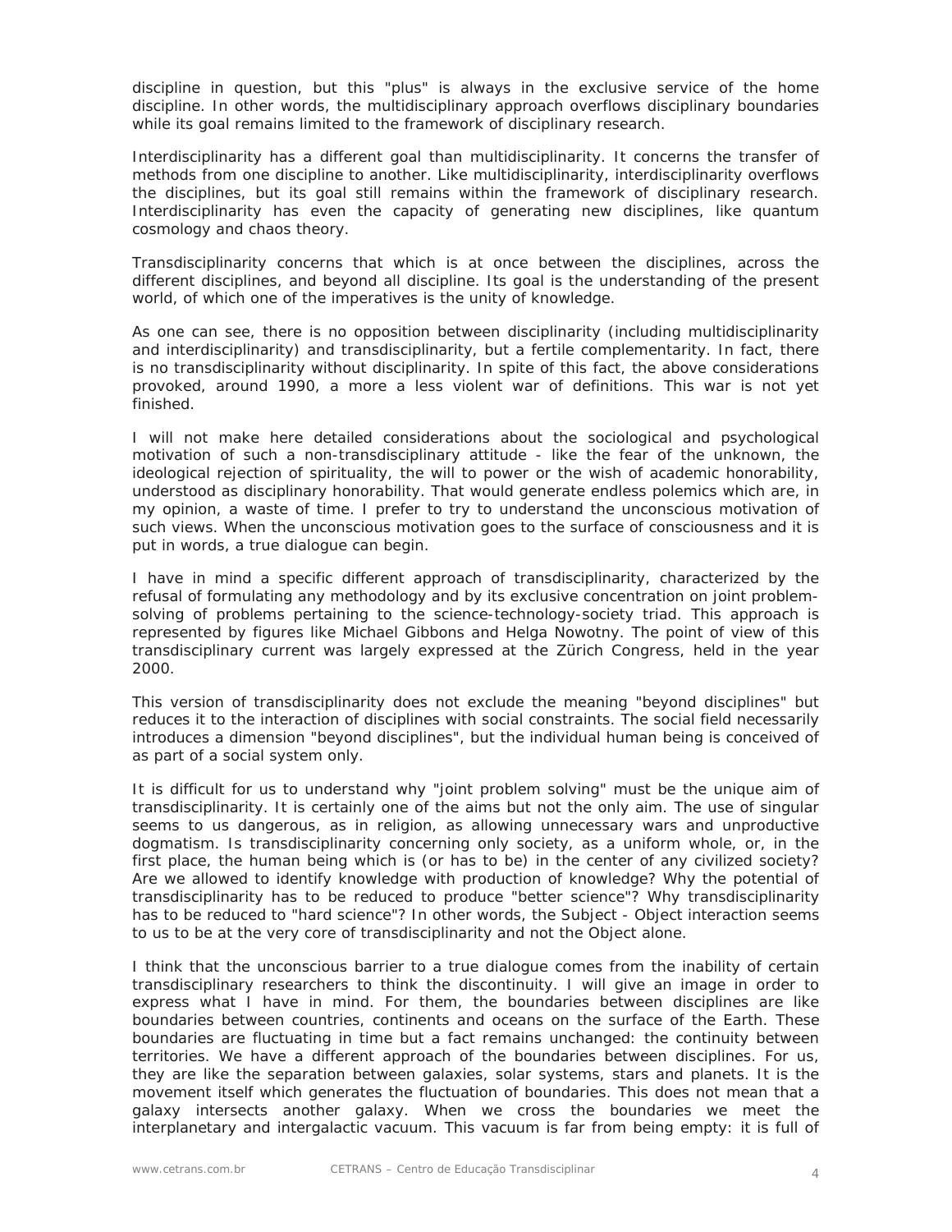discipline in question, but this "plus" is always in the exclusive service of the home discipline. In other words, the multidisciplinary approach overflows disciplinary boundaries while its goal remains limited to the framework of disciplinary research.

Interdisciplinarity has a different goal than multidisciplinarity. It concerns the transfer of methods from one discipline to another. Like multidisciplinarity, interdisciplinarity overflows the disciplines, but its goal still remains within the framework of disciplinary research. Interdisciplinarity has even the capacity of generating new disciplines, like quantum cosmology and chaos theory.

Transdisciplinarity concerns that which is at once between the disciplines, across the different disciplines, and beyond all discipline. Its goal is the understanding of the present world, of which one of the imperatives is the unity of knowledge.

As one can see, there is no opposition between disciplinarity (including multidisciplinarity and interdisciplinarity) and transdisciplinarity, but a fertile complementarity. In fact, there is no transdisciplinarity without disciplinarity. In spite of this fact, the above considerations provoked, around 1990, a more a less violent war of definitions. This war is not yet finished.

I will not make here detailed considerations about the sociological and psychological motivation of such a non-transdisciplinary attitude - like the fear of the unknown, the ideological rejection of spirituality, the will to power or the wish of academic honorability, understood as disciplinary honorability. That would generate endless polemics which are, in my opinion, a waste of time. I prefer to try to understand the unconscious motivation of such views. When the unconscious motivation goes to the surface of consciousness and it is put in words, a true dialogue can begin.

I have in mind a specific different approach of transdisciplinarity, characterized by the refusal of formulating any methodology and by its exclusive concentration on joint problem-solving of problems pertaining to the science-technology-society triad. This approach is represented by figures like Michael Gibbons and Helga Nowotny. The point of view of this transdisciplinary current was largely expressed at the Zürich Congress, held in the year 2000.

This version of transdisciplinarity does not exclude the meaning "beyond disciplines" but reduces it to the interaction of disciplines with social constraints. The social field necessarily introduces a dimension "beyond disciplines", but the individual human being is conceived of as part of a social system only.

It is difficult for us to understand why "joint problem solving" must be the unique aim of transdisciplinarity. It is certainly one of the aims but not the only aim. The use of singular seems to us dangerous, as in religion, as allowing unnecessary wars and unproductive dogmatism. Is transdisciplinarity concerning only society, as a uniform whole, or, in the first place, the human being which is (or has to be) in the center of any civilized society? Are we allowed to identify knowledge with production of knowledge? Why the potential of transdisciplinarity has to be reduced to produce "better science"? Why transdisciplinarity has to be reduced to "hard science"? In other words, the Subject - Object interaction seems to us to be at the very core of transdisciplinarity and not the Object alone.

I think that the unconscious barrier to a true dialogue comes from the inability of certain transdisciplinary researchers to think the discontinuity. I will give an image in order to express what I have in mind. For them, the boundaries between disciplines are like boundaries between countries, continents and oceans on the surface of the Earth. These boundaries are fluctuating in time but a fact remains unchanged: the continuity between territories. We have a different approach of the boundaries between disciplines. For us, they are like the separation between galaxies, solar systems, stars and planets. It is the movement itself which generates the fluctuation of boundaries. This does not mean that a galaxy intersects another galaxy. When we cross the boundaries we meet the interplanetary and intergalactic vacuum. This vacuum is far from being empty: it is full of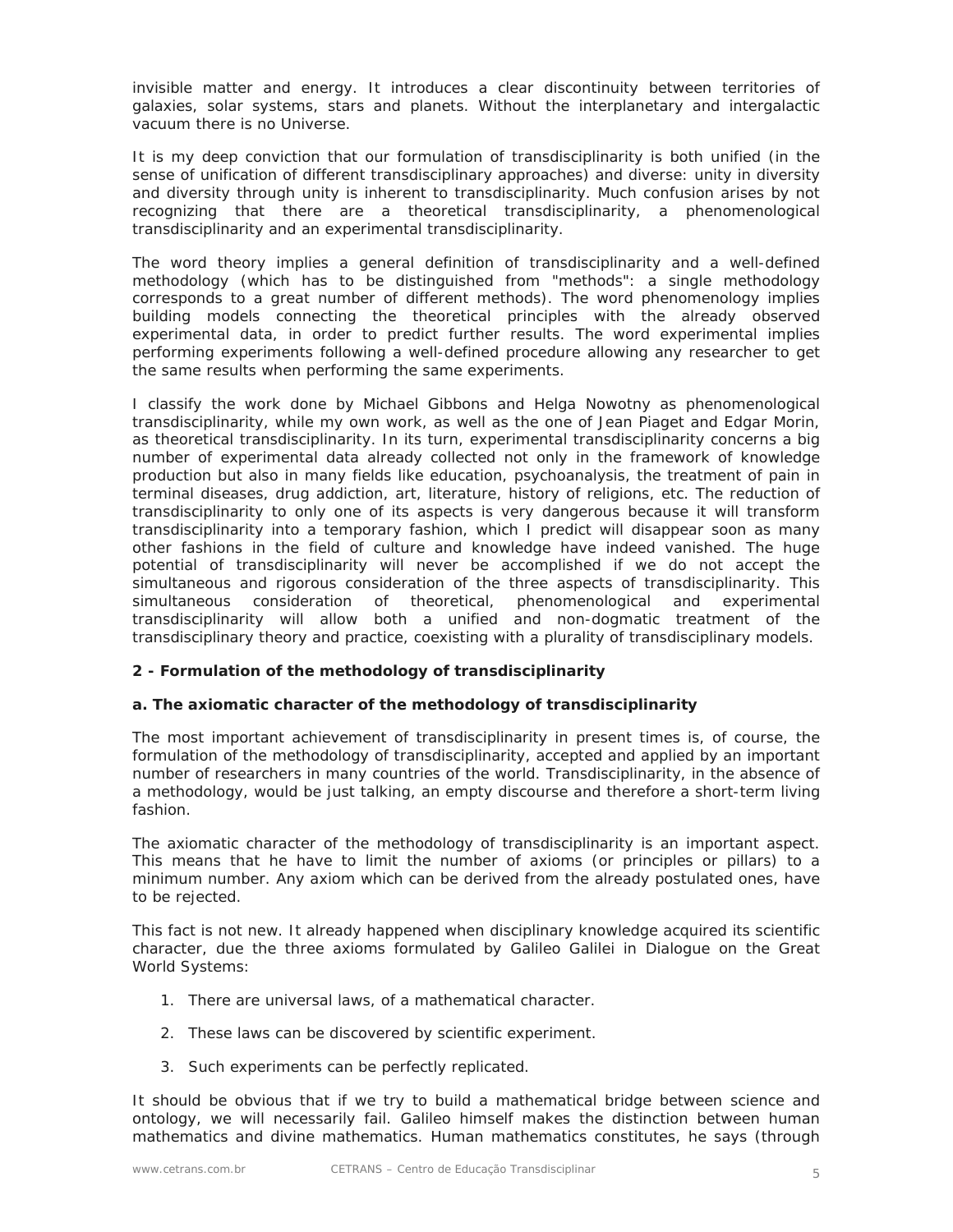invisible matter and energy. It introduces a clear discontinuity between territories of galaxies, solar systems, stars and planets. Without the interplanetary and intergalactic vacuum there is no Universe.

It is my deep conviction that our formulation of transdisciplinarity is both unified (in the sense of unification of different transdisciplinary approaches) and diverse: unity in diversity and diversity through unity is inherent to transdisciplinarity. Much confusion arises by not recognizing that there are a theoretical transdisciplinarity, a phenomenological transdisciplinarity and an experimental transdisciplinarity.

The word theory implies a general definition of transdisciplinarity and a well-defined methodology (which has to be distinguished from "methods": a single methodology corresponds to a great number of different methods). The word phenomenology implies building models connecting the theoretical principles with the already observed experimental data, in order to predict further results. The word experimental implies performing experiments following a well-defined procedure allowing any researcher to get the same results when performing the same experiments.

I classify the work done by Michael Gibbons and Helga Nowotny as phenomenological transdisciplinarity, while my own work, as well as the one of Jean Piaget and Edgar Morin, as theoretical transdisciplinarity. In its turn, experimental transdisciplinarity concerns a big number of experimental data already collected not only in the framework of knowledge production but also in many fields like education, psychoanalysis, the treatment of pain in terminal diseases, drug addiction, art, literature, history of religions, etc. The reduction of transdisciplinarity to only one of its aspects is very dangerous because it will transform transdisciplinarity into a temporary fashion, which I predict will disappear soon as many other fashions in the field of culture and knowledge have indeed vanished. The huge potential of transdisciplinarity will never be accomplished if we do not accept the simultaneous and rigorous consideration of the three aspects of transdisciplinarity. This simultaneous consideration of theoretical, phenomenological and experimental transdisciplinarity will allow both a unified and non-dogmatic treatment of the transdisciplinary theory and practice, coexisting with a plurality of transdisciplinary models.

## 2 - Formulation of the methodology of transdisciplinarity

### a. The axiomatic character of the methodology of transdisciplinarity

The most important achievement of transdisciplinarity in present times is, of course, the formulation of the methodology of transdisciplinarity, accepted and applied by an important number of researchers in many countries of the world. Transdisciplinarity, in the absence of a methodology, would be just talking, an empty discourse and therefore a short-term living fashion.

The axiomatic character of the methodology of transdisciplinarity is an important aspect. This means that he have to limit the number of axioms (or principles or pillars) to a minimum number. Any axiom which can be derived from the already postulated ones, have to be rejected.

This fact is not new. It already happened when disciplinary knowledge acquired its scientific character, due the three axioms formulated by Galileo Galilei in Dialogue on the Great World Systems:

1. There are universal laws, of a mathematical character.
2. These laws can be discovered by scientific experiment.
3. Such experiments can be perfectly replicated.

It should be obvious that if we try to build a mathematical bridge between science and ontology, we will necessarily fail. Galileo himself makes the distinction between human mathematics and divine mathematics. Human mathematics constitutes, he says (through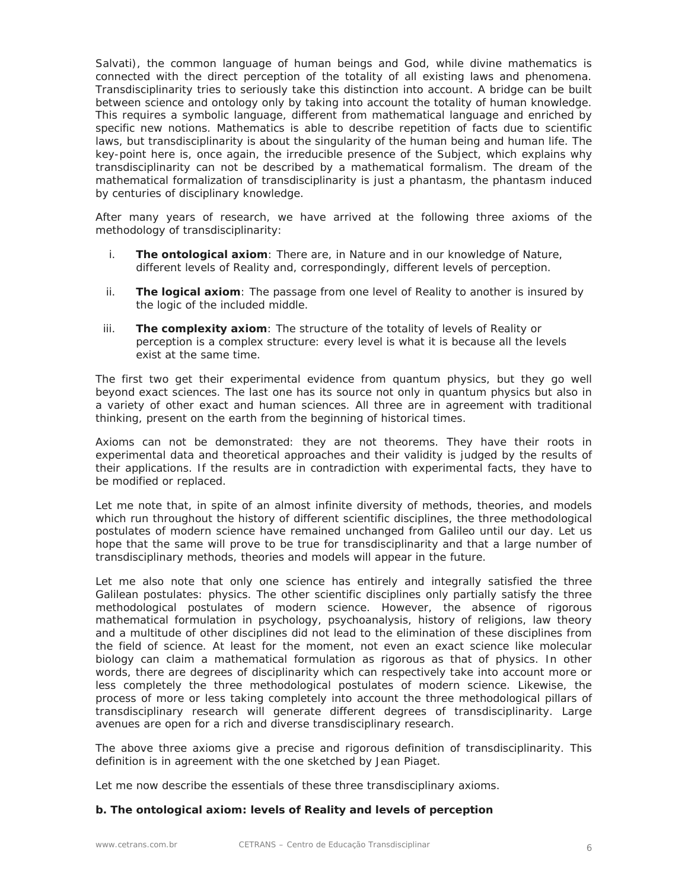Salvati), the common language of human beings and God, while divine mathematics is connected with the direct perception of the totality of all existing laws and phenomena. Transdisciplinarity tries to seriously take this distinction into account. A bridge can be built between science and ontology only by taking into account the totality of human knowledge. This requires a symbolic language, different from mathematical language and enriched by specific new notions. Mathematics is able to describe repetition of facts due to scientific laws, but transdisciplinarity is about the singularity of the human being and human life. The key-point here is, once again, the irreducible presence of the Subject, which explains why transdisciplinarity can not be described by a mathematical formalism. The dream of the mathematical formalization of transdisciplinarity is just a phantasm, the phantasm induced by centuries of disciplinary knowledge.

After many years of research, we have arrived at the following three axioms of the methodology of transdisciplinarity:

i. **The ontological axiom**: There are, in Nature and in our knowledge of Nature, different levels of Reality and, correspondingly, different levels of perception.

ii. **The logical axiom**: The passage from one level of Reality to another is insured by the logic of the included middle.

iii. **The complexity axiom**: The structure of the totality of levels of Reality or perception is a complex structure: every level is what it is because all the levels exist at the same time.

The first two get their experimental evidence from quantum physics, but they go well beyond exact sciences. The last one has its source not only in quantum physics but also in a variety of other exact and human sciences. All three are in agreement with traditional thinking, present on the earth from the beginning of historical times.

Axioms can not be demonstrated: they are not theorems. They have their roots in experimental data and theoretical approaches and their validity is judged by the results of their applications. If the results are in contradiction with experimental facts, they have to be modified or replaced.

Let me note that, in spite of an almost infinite diversity of methods, theories, and models which run throughout the history of different scientific disciplines, the three methodological postulates of modern science have remained unchanged from Galileo until our day. Let us hope that the same will prove to be true for transdisciplinarity and that a large number of transdisciplinary methods, theories and models will appear in the future.

Let me also note that only one science has entirely and integrally satisfied the three Galilean postulates: physics. The other scientific disciplines only partially satisfy the three methodological postulates of modern science. However, the absence of rigorous mathematical formulation in psychology, psychoanalysis, history of religions, law theory and a multitude of other disciplines did not lead to the elimination of these disciplines from the field of science. At least for the moment, not even an exact science like molecular biology can claim a mathematical formulation as rigorous as that of physics. In other words, there are degrees of disciplinarity which can respectively take into account more or less completely the three methodological postulates of modern science. Likewise, the process of more or less taking completely into account the three methodological pillars of transdisciplinary research will generate different degrees of transdisciplinarity. Large avenues are open for a rich and diverse transdisciplinary research.

The above three axioms give a precise and rigorous definition of transdisciplinarity. This definition is in agreement with the one sketched by Jean Piaget.

Let me now describe the essentials of these three transdisciplinary axioms.

### b. The ontological axiom: levels of Reality and levels of perception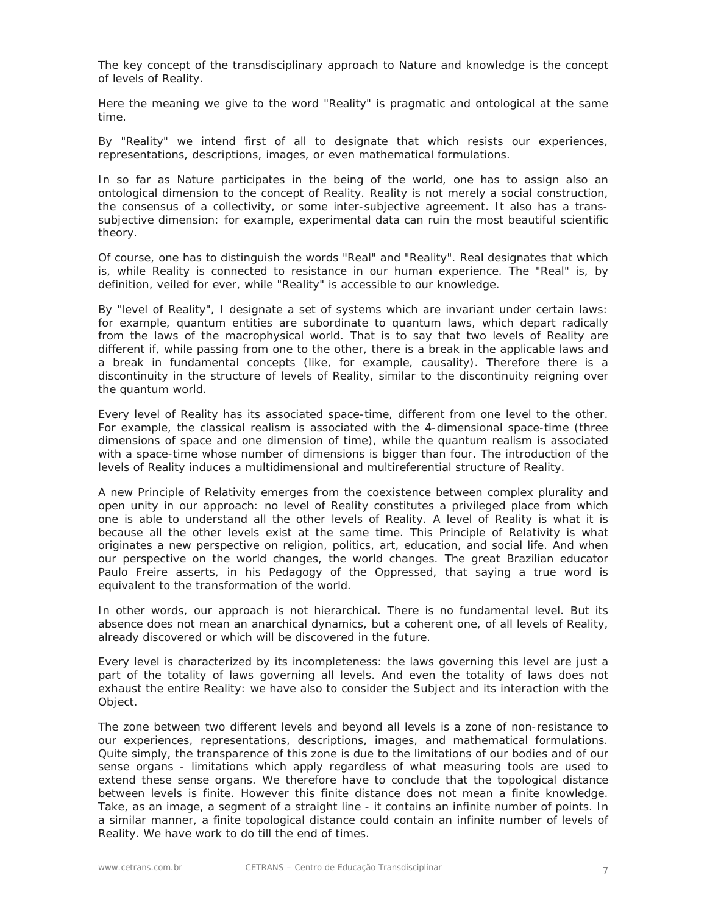The key concept of the transdisciplinary approach to Nature and knowledge is the concept of levels of Reality.

Here the meaning we give to the word "Reality" is pragmatic and ontological at the same time.

By "Reality" we intend first of all to designate that which resists our experiences, representations, descriptions, images, or even mathematical formulations.

In so far as Nature participates in the being of the world, one has to assign also an ontological dimension to the concept of Reality. Reality is not merely a social construction, the consensus of a collectivity, or some inter-subjective agreement. It also has a trans-subjective dimension: for example, experimental data can ruin the most beautiful scientific theory.

Of course, one has to distinguish the words "Real" and "Reality". Real designates that which is, while Reality is connected to resistance in our human experience. The "Real" is, by definition, veiled for ever, while "Reality" is accessible to our knowledge.

By "level of Reality", I designate a set of systems which are invariant under certain laws: for example, quantum entities are subordinate to quantum laws, which depart radically from the laws of the macrophysical world. That is to say that two levels of Reality are different if, while passing from one to the other, there is a break in the applicable laws and a break in fundamental concepts (like, for example, causality). Therefore there is a discontinuity in the structure of levels of Reality, similar to the discontinuity reigning over the quantum world.

Every level of Reality has its associated space-time, different from one level to the other. For example, the classical realism is associated with the 4-dimensional space-time (three dimensions of space and one dimension of time), while the quantum realism is associated with a space-time whose number of dimensions is bigger than four. The introduction of the levels of Reality induces a multidimensional and multireferential structure of Reality.

A new Principle of Relativity emerges from the coexistence between complex plurality and open unity in our approach: no level of Reality constitutes a privileged place from which one is able to understand all the other levels of Reality. A level of Reality is what it is because all the other levels exist at the same time. This Principle of Relativity is what originates a new perspective on religion, politics, art, education, and social life. And when our perspective on the world changes, the world changes. The great Brazilian educator Paulo Freire asserts, in his Pedagogy of the Oppressed, that saying a true word is equivalent to the transformation of the world.

In other words, our approach is not hierarchical. There is no fundamental level. But its absence does not mean an anarchical dynamics, but a coherent one, of all levels of Reality, already discovered or which will be discovered in the future.

Every level is characterized by its incompleteness: the laws governing this level are just a part of the totality of laws governing all levels. And even the totality of laws does not exhaust the entire Reality: we have also to consider the Subject and its interaction with the Object.

The zone between two different levels and beyond all levels is a zone of non-resistance to our experiences, representations, descriptions, images, and mathematical formulations. Quite simply, the transparence of this zone is due to the limitations of our bodies and of our sense organs - limitations which apply regardless of what measuring tools are used to extend these sense organs. We therefore have to conclude that the topological distance between levels is finite. However this finite distance does not mean a finite knowledge. Take, as an image, a segment of a straight line - it contains an infinite number of points. In a similar manner, a finite topological distance could contain an infinite number of levels of Reality. We have work to do till the end of times.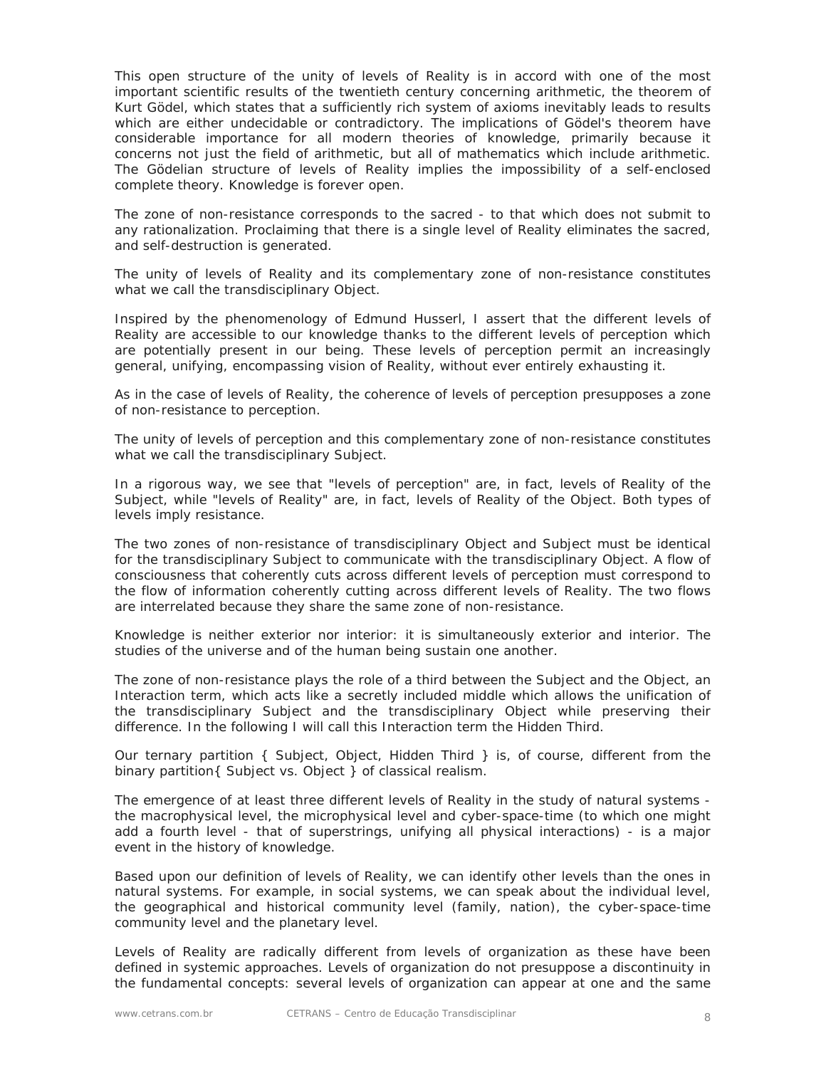This open structure of the unity of levels of Reality is in accord with one of the most important scientific results of the twentieth century concerning arithmetic, the theorem of Kurt Gödel, which states that a sufficiently rich system of axioms inevitably leads to results which are either undecidable or contradictory. The implications of Gödel's theorem have considerable importance for all modern theories of knowledge, primarily because it concerns not just the field of arithmetic, but all of mathematics which include arithmetic. The Gödelian structure of levels of Reality implies the impossibility of a self-enclosed complete theory. Knowledge is forever open.

The zone of non-resistance corresponds to the sacred - to that which does not submit to any rationalization. Proclaiming that there is a single level of Reality eliminates the sacred, and self-destruction is generated.

The unity of levels of Reality and its complementary zone of non-resistance constitutes what we call the transdisciplinary Object.

Inspired by the phenomenology of Edmund Husserl, I assert that the different levels of Reality are accessible to our knowledge thanks to the different levels of perception which are potentially present in our being. These levels of perception permit an increasingly general, unifying, encompassing vision of Reality, without ever entirely exhausting it.

As in the case of levels of Reality, the coherence of levels of perception presupposes a zone of non-resistance to perception.

The unity of levels of perception and this complementary zone of non-resistance constitutes what we call the transdisciplinary Subject.

In a rigorous way, we see that "levels of perception" are, in fact, levels of Reality of the Subject, while "levels of Reality" are, in fact, levels of Reality of the Object. Both types of levels imply resistance.

The two zones of non-resistance of transdisciplinary Object and Subject must be identical for the transdisciplinary Subject to communicate with the transdisciplinary Object. A flow of consciousness that coherently cuts across different levels of perception must correspond to the flow of information coherently cutting across different levels of Reality. The two flows are interrelated because they share the same zone of non-resistance.

Knowledge is neither exterior nor interior: it is simultaneously exterior and interior. The studies of the universe and of the human being sustain one another.

The zone of non-resistance plays the role of a third between the Subject and the Object, an Interaction term, which acts like a secretly included middle which allows the unification of the transdisciplinary Subject and the transdisciplinary Object while preserving their difference. In the following I will call this Interaction term the Hidden Third.

Our ternary partition { Subject, Object, Hidden Third } is, of course, different from the binary partition{ Subject vs. Object } of classical realism.

The emergence of at least three different levels of Reality in the study of natural systems - the macrophysical level, the microphysical level and cyber-space-time (to which one might add a fourth level - that of superstrings, unifying all physical interactions) - is a major event in the history of knowledge.

Based upon our definition of levels of Reality, we can identify other levels than the ones in natural systems. For example, in social systems, we can speak about the individual level, the geographical and historical community level (family, nation), the cyber-space-time community level and the planetary level.

Levels of Reality are radically different from levels of organization as these have been defined in systemic approaches. Levels of organization do not presuppose a discontinuity in the fundamental concepts: several levels of organization can appear at one and the same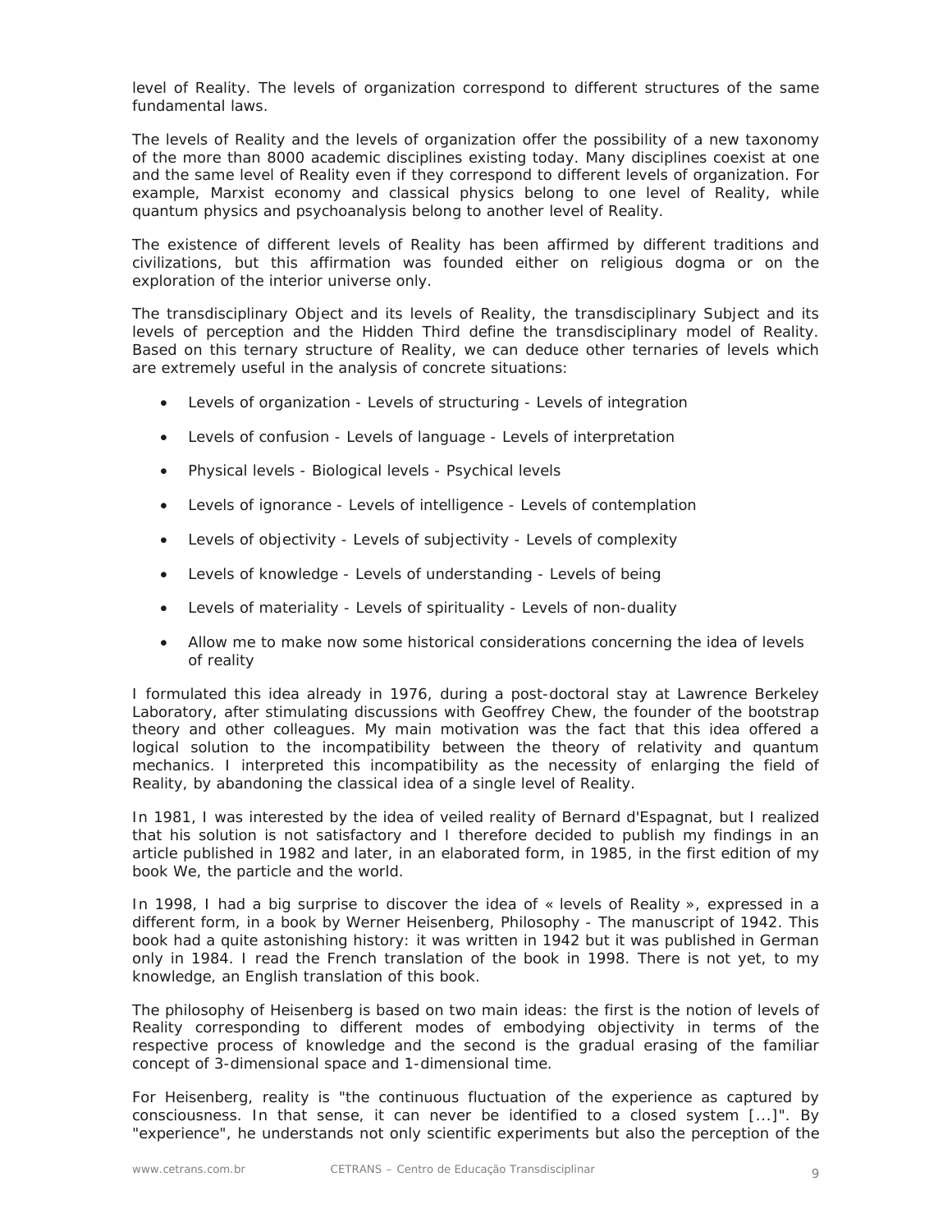level of Reality. The levels of organization correspond to different structures of the same fundamental laws.

The levels of Reality and the levels of organization offer the possibility of a new taxonomy of the more than 8000 academic disciplines existing today. Many disciplines coexist at one and the same level of Reality even if they correspond to different levels of organization. For example, Marxist economy and classical physics belong to one level of Reality, while quantum physics and psychoanalysis belong to another level of Reality.

The existence of different levels of Reality has been affirmed by different traditions and civilizations, but this affirmation was founded either on religious dogma or on the exploration of the interior universe only.

The transdisciplinary Object and its levels of Reality, the transdisciplinary Subject and its levels of perception and the Hidden Third define the transdisciplinary model of Reality. Based on this ternary structure of Reality, we can deduce other ternaries of levels which are extremely useful in the analysis of concrete situations:

- Levels of organization - Levels of structuring - Levels of integration
- Levels of confusion - Levels of language - Levels of interpretation
- Physical levels - Biological levels - Psychical levels
- Levels of ignorance - Levels of intelligence - Levels of contemplation
- Levels of objectivity - Levels of subjectivity - Levels of complexity
- Levels of knowledge - Levels of understanding - Levels of being
- Levels of materiality - Levels of spirituality - Levels of non-duality
- Allow me to make now some historical considerations concerning the idea of levels of reality

I formulated this idea already in 1976, during a post-doctoral stay at Lawrence Berkeley Laboratory, after stimulating discussions with Geoffrey Chew, the founder of the bootstrap theory and other colleagues. My main motivation was the fact that this idea offered a logical solution to the incompatibility between the theory of relativity and quantum mechanics. I interpreted this incompatibility as the necessity of enlarging the field of Reality, by abandoning the classical idea of a single level of Reality.

In 1981, I was interested by the idea of veiled reality of Bernard d'Espagnat, but I realized that his solution is not satisfactory and I therefore decided to publish my findings in an article published in 1982 and later, in an elaborated form, in 1985, in the first edition of my book We, the particle and the world.

In 1998, I had a big surprise to discover the idea of « levels of Reality », expressed in a different form, in a book by Werner Heisenberg, Philosophy - The manuscript of 1942. This book had a quite astonishing history: it was written in 1942 but it was published in German only in 1984. I read the French translation of the book in 1998. There is not yet, to my knowledge, an English translation of this book.

The philosophy of Heisenberg is based on two main ideas: the first is the notion of levels of Reality corresponding to different modes of embodying objectivity in terms of the respective process of knowledge and the second is the gradual erasing of the familiar concept of 3-dimensional space and 1-dimensional time.

For Heisenberg, reality is "the continuous fluctuation of the experience as captured by consciousness. In that sense, it can never be identified to a closed system [...]". By "experience", he understands not only scientific experiments but also the perception of the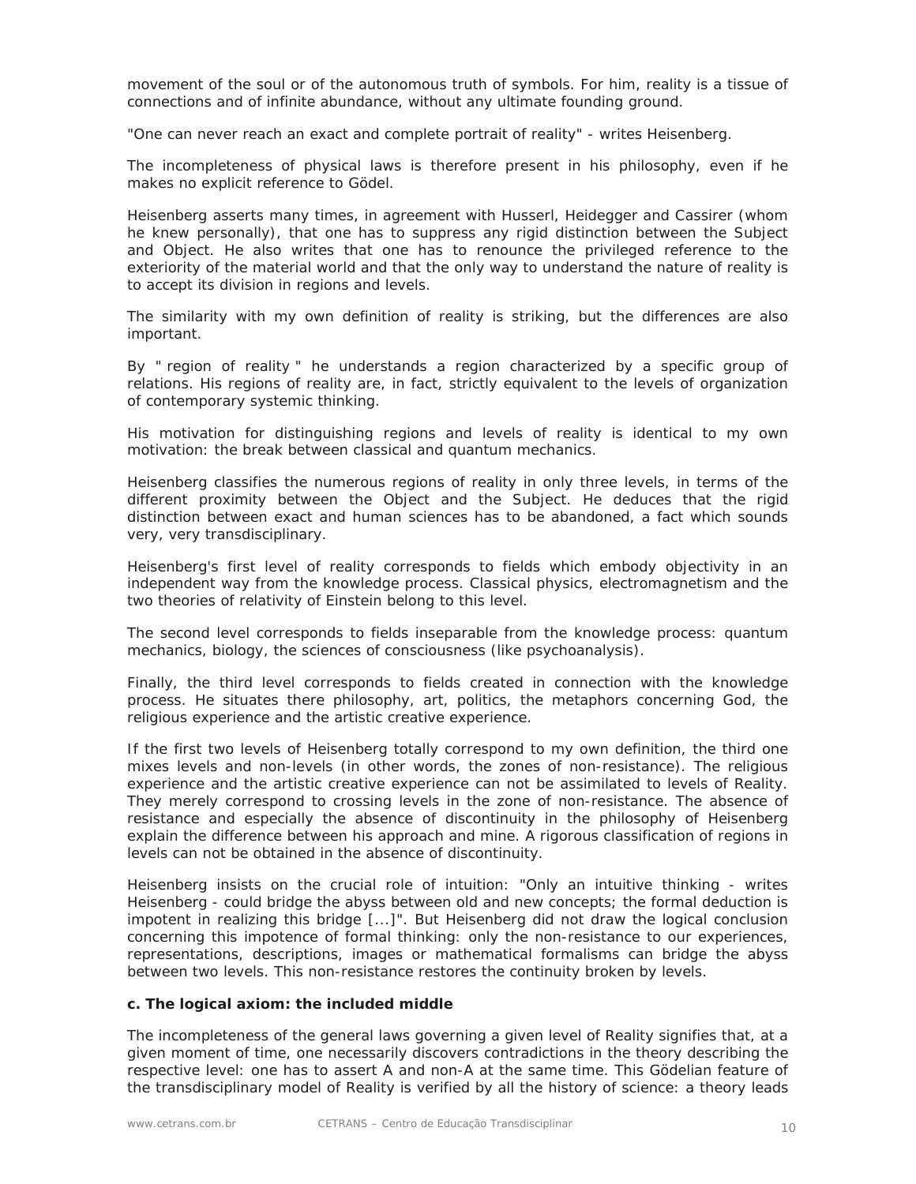movement of the soul or of the autonomous truth of symbols. For him, reality is a tissue of connections and of infinite abundance, without any ultimate founding ground.

"One can never reach an exact and complete portrait of reality" - writes Heisenberg.

The incompleteness of physical laws is therefore present in his philosophy, even if he makes no explicit reference to Gödel.

Heisenberg asserts many times, in agreement with Husserl, Heidegger and Cassirer (whom he knew personally), that one has to suppress any rigid distinction between the Subject and Object. He also writes that one has to renounce the privileged reference to the exteriority of the material world and that the only way to understand the nature of reality is to accept its division in regions and levels.

The similarity with my own definition of reality is striking, but the differences are also important.

By " region of reality " he understands a region characterized by a specific group of relations. His regions of reality are, in fact, strictly equivalent to the levels of organization of contemporary systemic thinking.

His motivation for distinguishing regions and levels of reality is identical to my own motivation: the break between classical and quantum mechanics.

Heisenberg classifies the numerous regions of reality in only three levels, in terms of the different proximity between the Object and the Subject. He deduces that the rigid distinction between exact and human sciences has to be abandoned, a fact which sounds very, very transdisciplinary.

Heisenberg's first level of reality corresponds to fields which embody objectivity in an independent way from the knowledge process. Classical physics, electromagnetism and the two theories of relativity of Einstein belong to this level.

The second level corresponds to fields inseparable from the knowledge process: quantum mechanics, biology, the sciences of consciousness (like psychoanalysis).

Finally, the third level corresponds to fields created in connection with the knowledge process. He situates there philosophy, art, politics, the metaphors concerning God, the religious experience and the artistic creative experience.

If the first two levels of Heisenberg totally correspond to my own definition, the third one mixes levels and non-levels (in other words, the zones of non-resistance). The religious experience and the artistic creative experience can not be assimilated to levels of Reality. They merely correspond to crossing levels in the zone of non-resistance. The absence of resistance and especially the absence of discontinuity in the philosophy of Heisenberg explain the difference between his approach and mine. A rigorous classification of regions in levels can not be obtained in the absence of discontinuity.

Heisenberg insists on the crucial role of intuition: "Only an intuitive thinking - writes Heisenberg - could bridge the abyss between old and new concepts; the formal deduction is impotent in realizing this bridge [...]". But Heisenberg did not draw the logical conclusion concerning this impotence of formal thinking: only the non-resistance to our experiences, representations, descriptions, images or mathematical formalisms can bridge the abyss between two levels. This non-resistance restores the continuity broken by levels.

**c. The logical axiom: the included middle**

The incompleteness of the general laws governing a given level of Reality signifies that, at a given moment of time, one necessarily discovers contradictions in the theory describing the respective level: one has to assert A and non-A at the same time. This Gödelian feature of the transdisciplinary model of Reality is verified by all the history of science: a theory leads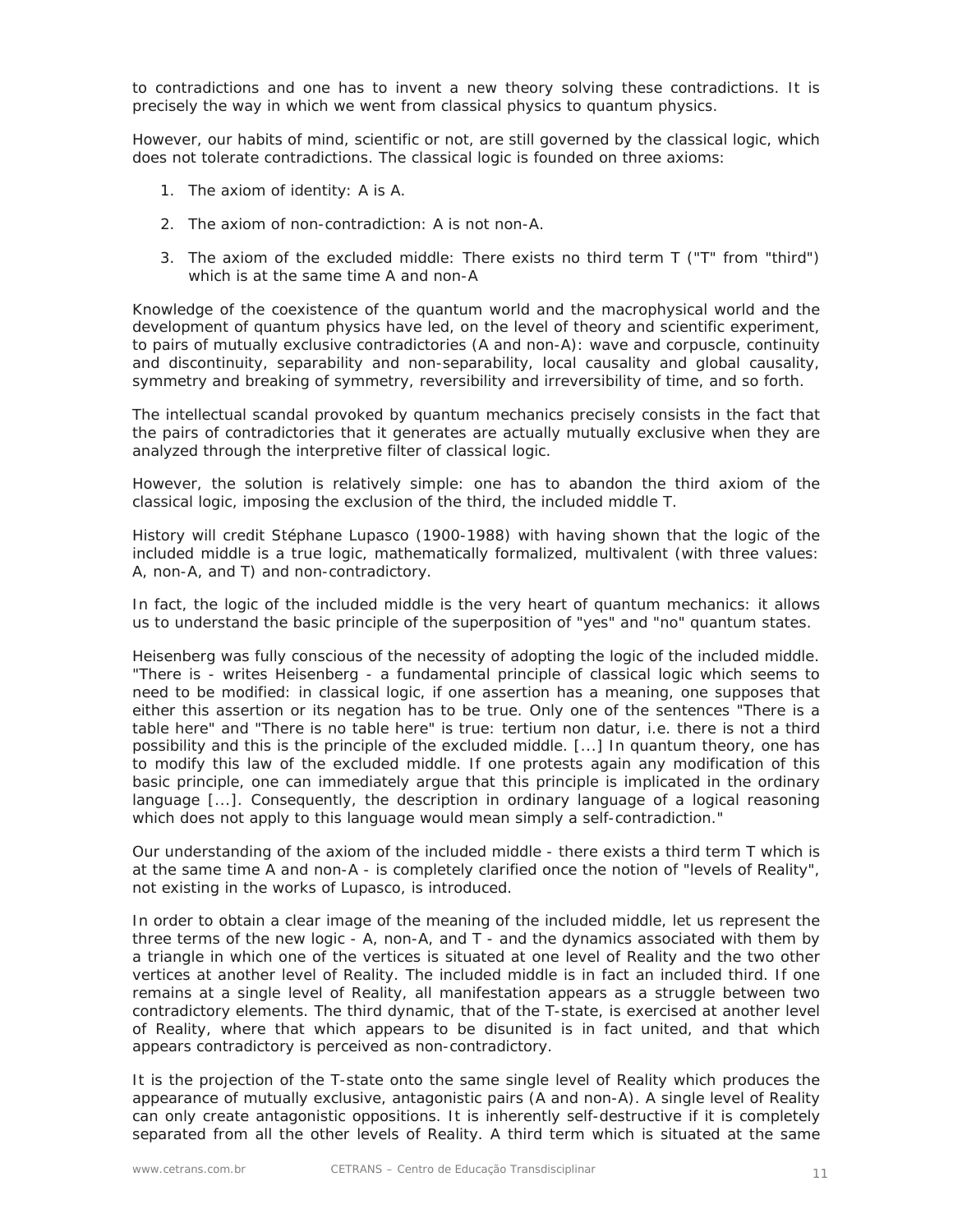to contradictions and one has to invent a new theory solving these contradictions. It is precisely the way in which we went from classical physics to quantum physics.

However, our habits of mind, scientific or not, are still governed by the classical logic, which does not tolerate contradictions. The classical logic is founded on three axioms:

1. The axiom of identity: A is A.

2. The axiom of non-contradiction: A is not non-A.

3. The axiom of the excluded middle: There exists no third term T ("T" from "third") which is at the same time A and non-A

Knowledge of the coexistence of the quantum world and the macrophysical world and the development of quantum physics have led, on the level of theory and scientific experiment, to pairs of mutually exclusive contradictories (A and non-A): wave and corpuscle, continuity and discontinuity, separability and non-separability, local causality and global causality, symmetry and breaking of symmetry, reversibility and irreversibility of time, and so forth.

The intellectual scandal provoked by quantum mechanics precisely consists in the fact that the pairs of contradictories that it generates are actually mutually exclusive when they are analyzed through the interpretive filter of classical logic.

However, the solution is relatively simple: one has to abandon the third axiom of the classical logic, imposing the exclusion of the third, the included middle T.

History will credit Stéphane Lupasco (1900-1988) with having shown that the logic of the included middle is a true logic, mathematically formalized, multivalent (with three values: A, non-A, and T) and non-contradictory.

In fact, the logic of the included middle is the very heart of quantum mechanics: it allows us to understand the basic principle of the superposition of "yes" and "no" quantum states.

Heisenberg was fully conscious of the necessity of adopting the logic of the included middle. "There is - writes Heisenberg - a fundamental principle of classical logic which seems to need to be modified: in classical logic, if one assertion has a meaning, one supposes that either this assertion or its negation has to be true. Only one of the sentences "There is a table here" and "There is no table here" is true: tertium non datur, i.e. there is not a third possibility and this is the principle of the excluded middle. [...] In quantum theory, one has to modify this law of the excluded middle. If one protests again any modification of this basic principle, one can immediately argue that this principle is implicated in the ordinary language [...]. Consequently, the description in ordinary language of a logical reasoning which does not apply to this language would mean simply a self-contradiction."

Our understanding of the axiom of the included middle - there exists a third term T which is at the same time A and non-A - is completely clarified once the notion of "levels of Reality", not existing in the works of Lupasco, is introduced.

In order to obtain a clear image of the meaning of the included middle, let us represent the three terms of the new logic - A, non-A, and T - and the dynamics associated with them by a triangle in which one of the vertices is situated at one level of Reality and the two other vertices at another level of Reality. The included middle is in fact an included third. If one remains at a single level of Reality, all manifestation appears as a struggle between two contradictory elements. The third dynamic, that of the T-state, is exercised at another level of Reality, where that which appears to be disunited is in fact united, and that which appears contradictory is perceived as non-contradictory.

It is the projection of the T-state onto the same single level of Reality which produces the appearance of mutually exclusive, antagonistic pairs (A and non-A). A single level of Reality can only create antagonistic oppositions. It is inherently self-destructive if it is completely separated from all the other levels of Reality. A third term which is situated at the same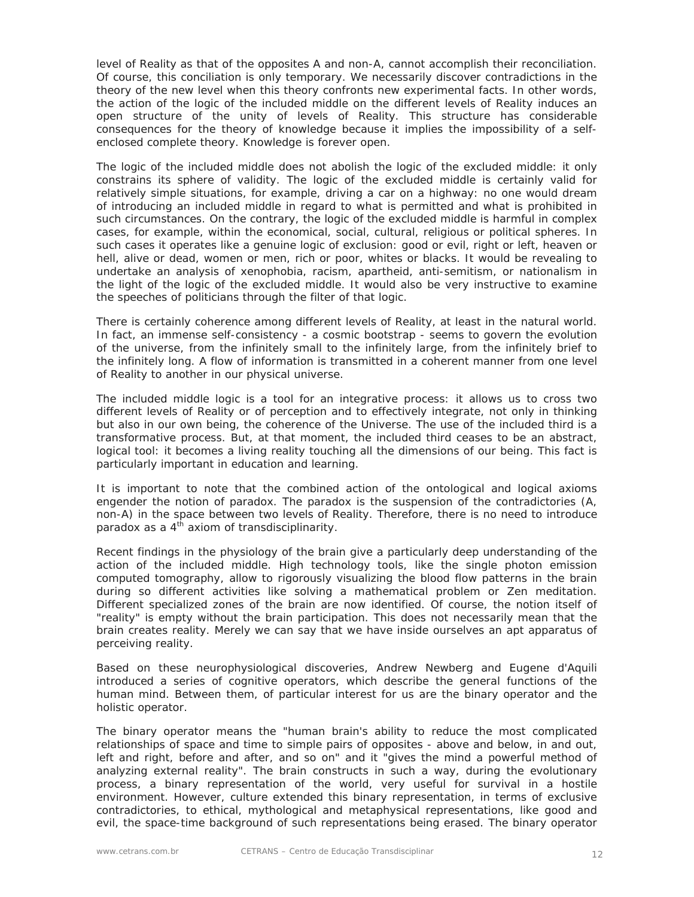level of Reality as that of the opposites A and non-A, cannot accomplish their reconciliation. Of course, this conciliation is only temporary. We necessarily discover contradictions in the theory of the new level when this theory confronts new experimental facts. In other words, the action of the logic of the included middle on the different levels of Reality induces an open structure of the unity of levels of Reality. This structure has considerable consequences for the theory of knowledge because it implies the impossibility of a self-enclosed complete theory. Knowledge is forever open.

The logic of the included middle does not abolish the logic of the excluded middle: it only constrains its sphere of validity. The logic of the excluded middle is certainly valid for relatively simple situations, for example, driving a car on a highway: no one would dream of introducing an included middle in regard to what is permitted and what is prohibited in such circumstances. On the contrary, the logic of the excluded middle is harmful in complex cases, for example, within the economical, social, cultural, religious or political spheres. In such cases it operates like a genuine logic of exclusion: good or evil, right or left, heaven or hell, alive or dead, women or men, rich or poor, whites or blacks. It would be revealing to undertake an analysis of xenophobia, racism, apartheid, anti-semitism, or nationalism in the light of the logic of the excluded middle. It would also be very instructive to examine the speeches of politicians through the filter of that logic.

There is certainly coherence among different levels of Reality, at least in the natural world. In fact, an immense self-consistency - a cosmic bootstrap - seems to govern the evolution of the universe, from the infinitely small to the infinitely large, from the infinitely brief to the infinitely long. A flow of information is transmitted in a coherent manner from one level of Reality to another in our physical universe.

The included middle logic is a tool for an integrative process: it allows us to cross two different levels of Reality or of perception and to effectively integrate, not only in thinking but also in our own being, the coherence of the Universe. The use of the included third is a transformative process. But, at that moment, the included third ceases to be an abstract, logical tool: it becomes a living reality touching all the dimensions of our being. This fact is particularly important in education and learning.

It is important to note that the combined action of the ontological and logical axioms engender the notion of paradox. The paradox is the suspension of the contradictories (A, non-A) in the space between two levels of Reality. Therefore, there is no need to introduce paradox as a 4th axiom of transdisciplinarity.

Recent findings in the physiology of the brain give a particularly deep understanding of the action of the included middle. High technology tools, like the single photon emission computed tomography, allow to rigorously visualizing the blood flow patterns in the brain during so different activities like solving a mathematical problem or Zen meditation. Different specialized zones of the brain are now identified. Of course, the notion itself of "reality" is empty without the brain participation. This does not necessarily mean that the brain creates reality. Merely we can say that we have inside ourselves an apt apparatus of perceiving reality.

Based on these neurophysiological discoveries, Andrew Newberg and Eugene d'Aquili introduced a series of cognitive operators, which describe the general functions of the human mind. Between them, of particular interest for us are the binary operator and the holistic operator.

The binary operator means the "human brain's ability to reduce the most complicated relationships of space and time to simple pairs of opposites - above and below, in and out, left and right, before and after, and so on" and it "gives the mind a powerful method of analyzing external reality". The brain constructs in such a way, during the evolutionary process, a binary representation of the world, very useful for survival in a hostile environment. However, culture extended this binary representation, in terms of exclusive contradictories, to ethical, mythological and metaphysical representations, like good and evil, the space-time background of such representations being erased. The binary operator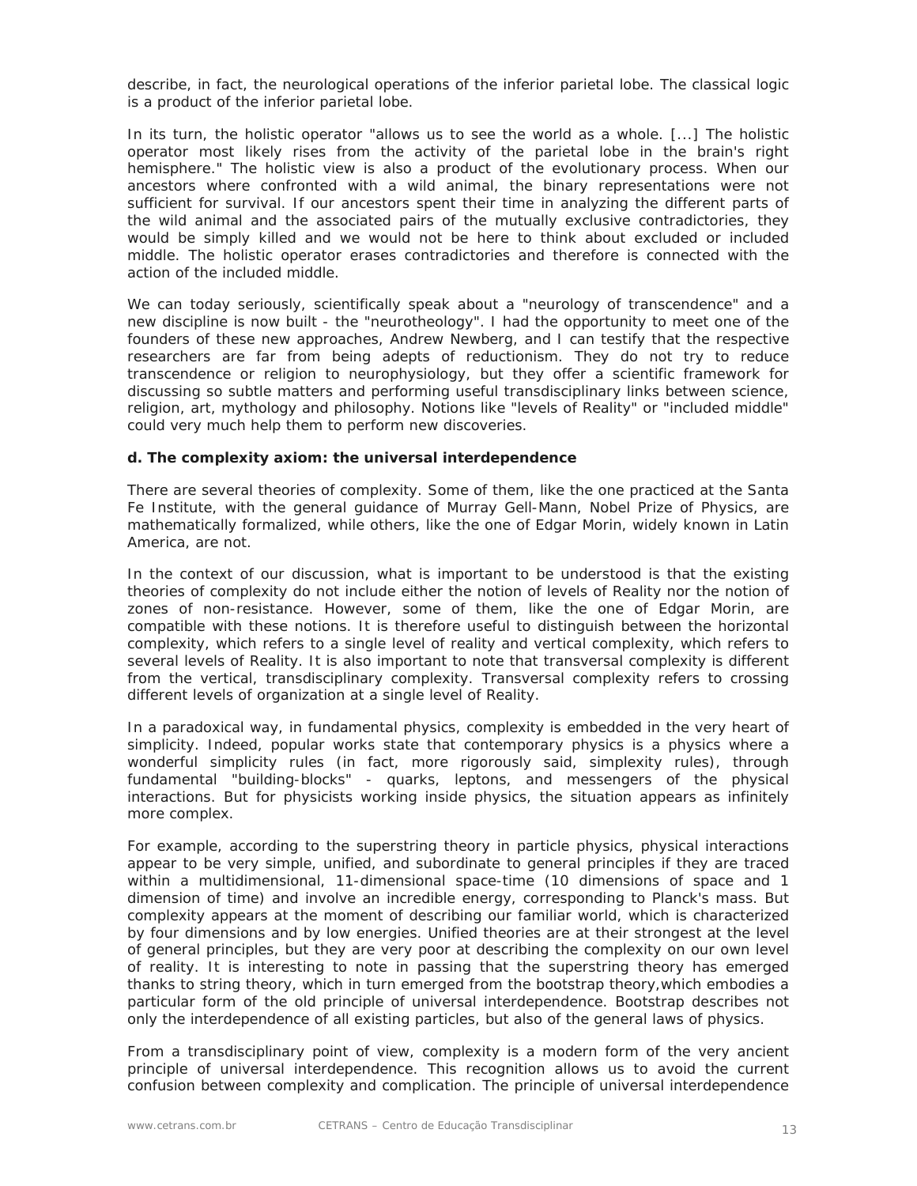describe, in fact, the neurological operations of the inferior parietal lobe. The classical logic is a product of the inferior parietal lobe.

In its turn, the holistic operator "allows us to see the world as a whole. [...] The holistic operator most likely rises from the activity of the parietal lobe in the brain's right hemisphere." The holistic view is also a product of the evolutionary process. When our ancestors where confronted with a wild animal, the binary representations were not sufficient for survival. If our ancestors spent their time in analyzing the different parts of the wild animal and the associated pairs of the mutually exclusive contradictories, they would be simply killed and we would not be here to think about excluded or included middle. The holistic operator erases contradictories and therefore is connected with the action of the included middle.

We can today seriously, scientifically speak about a "neurology of transcendence" and a new discipline is now built - the "neurotheology". I had the opportunity to meet one of the founders of these new approaches, Andrew Newberg, and I can testify that the respective researchers are far from being adepts of reductionism. They do not try to reduce transcendence or religion to neurophysiology, but they offer a scientific framework for discussing so subtle matters and performing useful transdisciplinary links between science, religion, art, mythology and philosophy. Notions like "levels of Reality" or "included middle" could very much help them to perform new discoveries.

**d. The complexity axiom: the universal interdependence**

There are several theories of complexity. Some of them, like the one practiced at the Santa Fe Institute, with the general guidance of Murray Gell-Mann, Nobel Prize of Physics, are mathematically formalized, while others, like the one of Edgar Morin, widely known in Latin America, are not.

In the context of our discussion, what is important to be understood is that the existing theories of complexity do not include either the notion of levels of Reality nor the notion of zones of non-resistance. However, some of them, like the one of Edgar Morin, are compatible with these notions. It is therefore useful to distinguish between the horizontal complexity, which refers to a single level of reality and vertical complexity, which refers to several levels of Reality. It is also important to note that transversal complexity is different from the vertical, transdisciplinary complexity. Transversal complexity refers to crossing different levels of organization at a single level of Reality.

In a paradoxical way, in fundamental physics, complexity is embedded in the very heart of simplicity. Indeed, popular works state that contemporary physics is a physics where a wonderful simplicity rules (in fact, more rigorously said, simplexity rules), through fundamental "building-blocks" - quarks, leptons, and messengers of the physical interactions. But for physicists working inside physics, the situation appears as infinitely more complex.

For example, according to the superstring theory in particle physics, physical interactions appear to be very simple, unified, and subordinate to general principles if they are traced within a multidimensional, 11-dimensional space-time (10 dimensions of space and 1 dimension of time) and involve an incredible energy, corresponding to Planck's mass. But complexity appears at the moment of describing our familiar world, which is characterized by four dimensions and by low energies. Unified theories are at their strongest at the level of general principles, but they are very poor at describing the complexity on our own level of reality. It is interesting to note in passing that the superstring theory has emerged thanks to string theory, which in turn emerged from the bootstrap theory,which embodies a particular form of the old principle of universal interdependence. Bootstrap describes not only the interdependence of all existing particles, but also of the general laws of physics.

From a transdisciplinary point of view, complexity is a modern form of the very ancient principle of universal interdependence. This recognition allows us to avoid the current confusion between complexity and complication. The principle of universal interdependence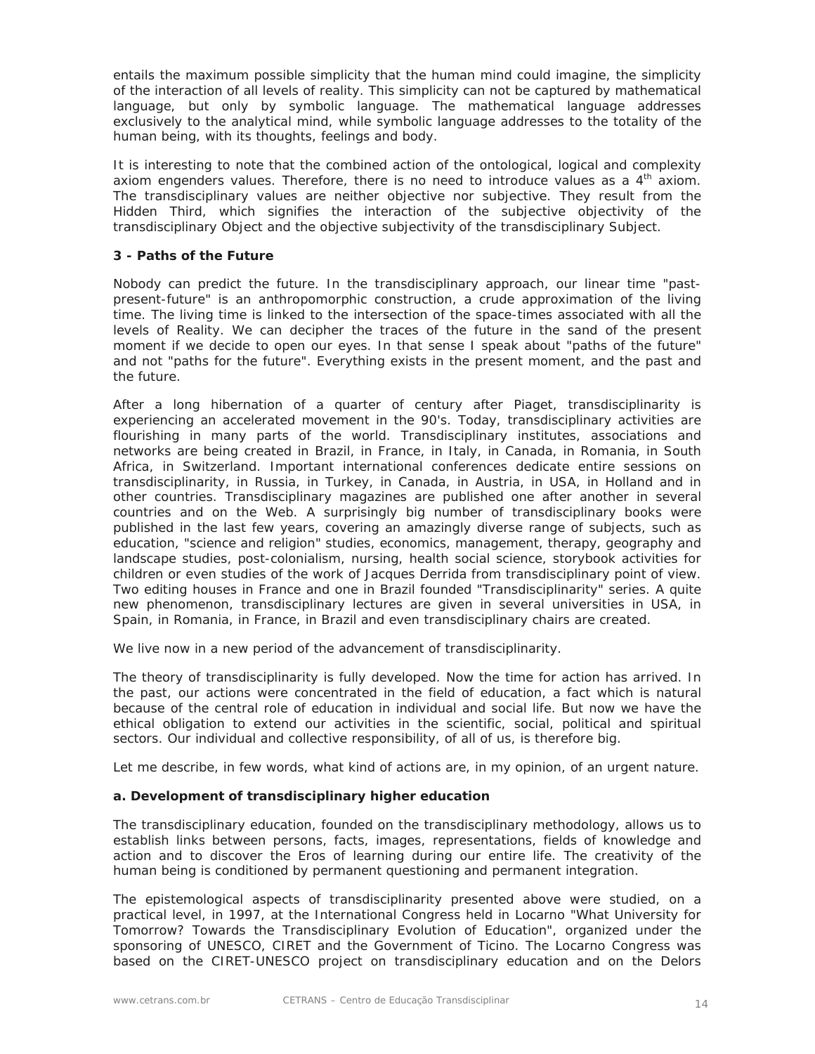entails the maximum possible simplicity that the human mind could imagine, the simplicity of the interaction of all levels of reality. This simplicity can not be captured by mathematical language, but only by symbolic language. The mathematical language addresses exclusively to the analytical mind, while symbolic language addresses to the totality of the human being, with its thoughts, feelings and body.

It is interesting to note that the combined action of the ontological, logical and complexity axiom engenders values. Therefore, there is no need to introduce values as a 4th axiom. The transdisciplinary values are neither objective nor subjective. They result from the Hidden Third, which signifies the interaction of the subjective objectivity of the transdisciplinary Object and the objective subjectivity of the transdisciplinary Subject.

### 3 - Paths of the Future

Nobody can predict the future. In the transdisciplinary approach, our linear time "past-present-future" is an anthropomorphic construction, a crude approximation of the living time. The living time is linked to the intersection of the space-times associated with all the levels of Reality. We can decipher the traces of the future in the sand of the present moment if we decide to open our eyes. In that sense I speak about "paths of the future" and not "paths for the future". Everything exists in the present moment, and the past and the future.

After a long hibernation of a quarter of century after Piaget, transdisciplinarity is experiencing an accelerated movement in the 90's. Today, transdisciplinary activities are flourishing in many parts of the world. Transdisciplinary institutes, associations and networks are being created in Brazil, in France, in Italy, in Canada, in Romania, in South Africa, in Switzerland. Important international conferences dedicate entire sessions on transdisciplinarity, in Russia, in Turkey, in Canada, in Austria, in USA, in Holland and in other countries. Transdisciplinary magazines are published one after another in several countries and on the Web. A surprisingly big number of transdisciplinary books were published in the last few years, covering an amazingly diverse range of subjects, such as education, "science and religion" studies, economics, management, therapy, geography and landscape studies, post-colonialism, nursing, health social science, storybook activities for children or even studies of the work of Jacques Derrida from transdisciplinary point of view. Two editing houses in France and one in Brazil founded "Transdisciplinarity" series. A quite new phenomenon, transdisciplinary lectures are given in several universities in USA, in Spain, in Romania, in France, in Brazil and even transdisciplinary chairs are created.

We live now in a new period of the advancement of transdisciplinarity.

The theory of transdisciplinarity is fully developed. Now the time for action has arrived. In the past, our actions were concentrated in the field of education, a fact which is natural because of the central role of education in individual and social life. But now we have the ethical obligation to extend our activities in the scientific, social, political and spiritual sectors. Our individual and collective responsibility, of all of us, is therefore big.

Let me describe, in few words, what kind of actions are, in my opinion, of an urgent nature.

#### a. Development of transdisciplinary higher education

The transdisciplinary education, founded on the transdisciplinary methodology, allows us to establish links between persons, facts, images, representations, fields of knowledge and action and to discover the Eros of learning during our entire life. The creativity of the human being is conditioned by permanent questioning and permanent integration.

The epistemological aspects of transdisciplinarity presented above were studied, on a practical level, in 1997, at the International Congress held in Locarno "What University for Tomorrow? Towards the Transdisciplinary Evolution of Education", organized under the sponsoring of UNESCO, CIRET and the Government of Ticino. The Locarno Congress was based on the CIRET-UNESCO project on transdisciplinary education and on the Delors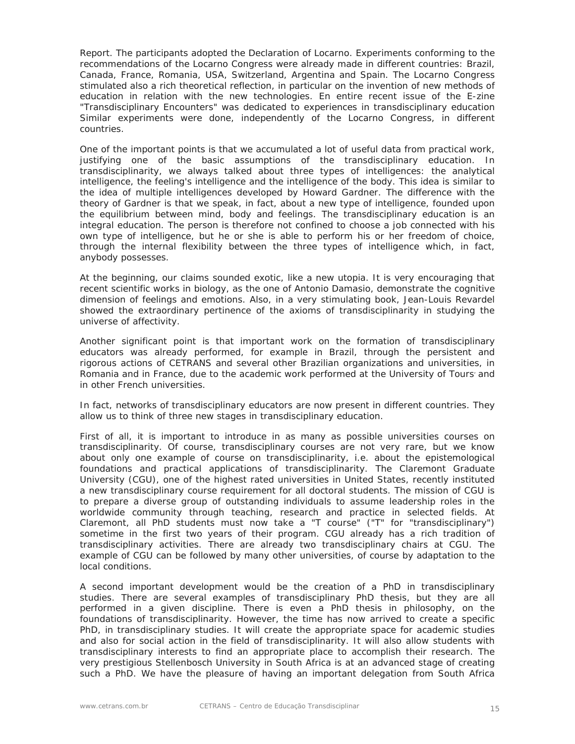Report. The participants adopted the Declaration of Locarno. Experiments conforming to the recommendations of the Locarno Congress were already made in different countries: Brazil, Canada, France, Romania, USA, Switzerland, Argentina and Spain. The Locarno Congress stimulated also a rich theoretical reflection, in particular on the invention of new methods of education in relation with the new technologies. En entire recent issue of the E-zine "Transdisciplinary Encounters" was dedicated to experiences in transdisciplinary education Similar experiments were done, independently of the Locarno Congress, in different countries.

One of the important points is that we accumulated a lot of useful data from practical work, justifying one of the basic assumptions of the transdisciplinary education. In transdisciplinarity, we always talked about three types of intelligences: the analytical intelligence, the feeling's intelligence and the intelligence of the body. This idea is similar to the idea of multiple intelligences developed by Howard Gardner. The difference with the theory of Gardner is that we speak, in fact, about a new type of intelligence, founded upon the equilibrium between mind, body and feelings. The transdisciplinary education is an integral education. The person is therefore not confined to choose a job connected with his own type of intelligence, but he or she is able to perform his or her freedom of choice, through the internal flexibility between the three types of intelligence which, in fact, anybody possesses.

At the beginning, our claims sounded exotic, like a new utopia. It is very encouraging that recent scientific works in biology, as the one of Antonio Damasio, demonstrate the cognitive dimension of feelings and emotions. Also, in a very stimulating book, Jean-Louis Revardel showed the extraordinary pertinence of the axioms of transdisciplinarity in studying the universe of affectivity.

Another significant point is that important work on the formation of transdisciplinary educators was already performed, for example in Brazil, through the persistent and rigorous actions of CETRANS and several other Brazilian organizations and universities, in Romania and in France, due to the academic work performed at the University of Tours, and in other French universities.

In fact, networks of transdisciplinary educators are now present in different countries. They allow us to think of three new stages in transdisciplinary education.

First of all, it is important to introduce in as many as possible universities courses on transdisciplinarity. Of course, transdisciplinary courses are not very rare, but we know about only one example of course on transdisciplinarity, i.e. about the epistemological foundations and practical applications of transdisciplinarity. The Claremont Graduate University (CGU), one of the highest rated universities in United States, recently instituted a new transdisciplinary course requirement for all doctoral students. The mission of CGU is to prepare a diverse group of outstanding individuals to assume leadership roles in the worldwide community through teaching, research and practice in selected fields. At Claremont, all PhD students must now take a "T course" ("T" for "transdisciplinary") sometime in the first two years of their program. CGU already has a rich tradition of transdisciplinary activities. There are already two transdisciplinary chairs at CGU. The example of CGU can be followed by many other universities, of course by adaptation to the local conditions.

A second important development would be the creation of a PhD in transdisciplinary studies. There are several examples of transdisciplinary PhD thesis, but they are all performed in a given discipline. There is even a PhD thesis in philosophy, on the foundations of transdisciplinarity. However, the time has now arrived to create a specific PhD, in transdisciplinary studies. It will create the appropriate space for academic studies and also for social action in the field of transdisciplinarity. It will also allow students with transdisciplinary interests to find an appropriate place to accomplish their research. The very prestigious Stellenbosch University in South Africa is at an advanced stage of creating such a PhD. We have the pleasure of having an important delegation from South Africa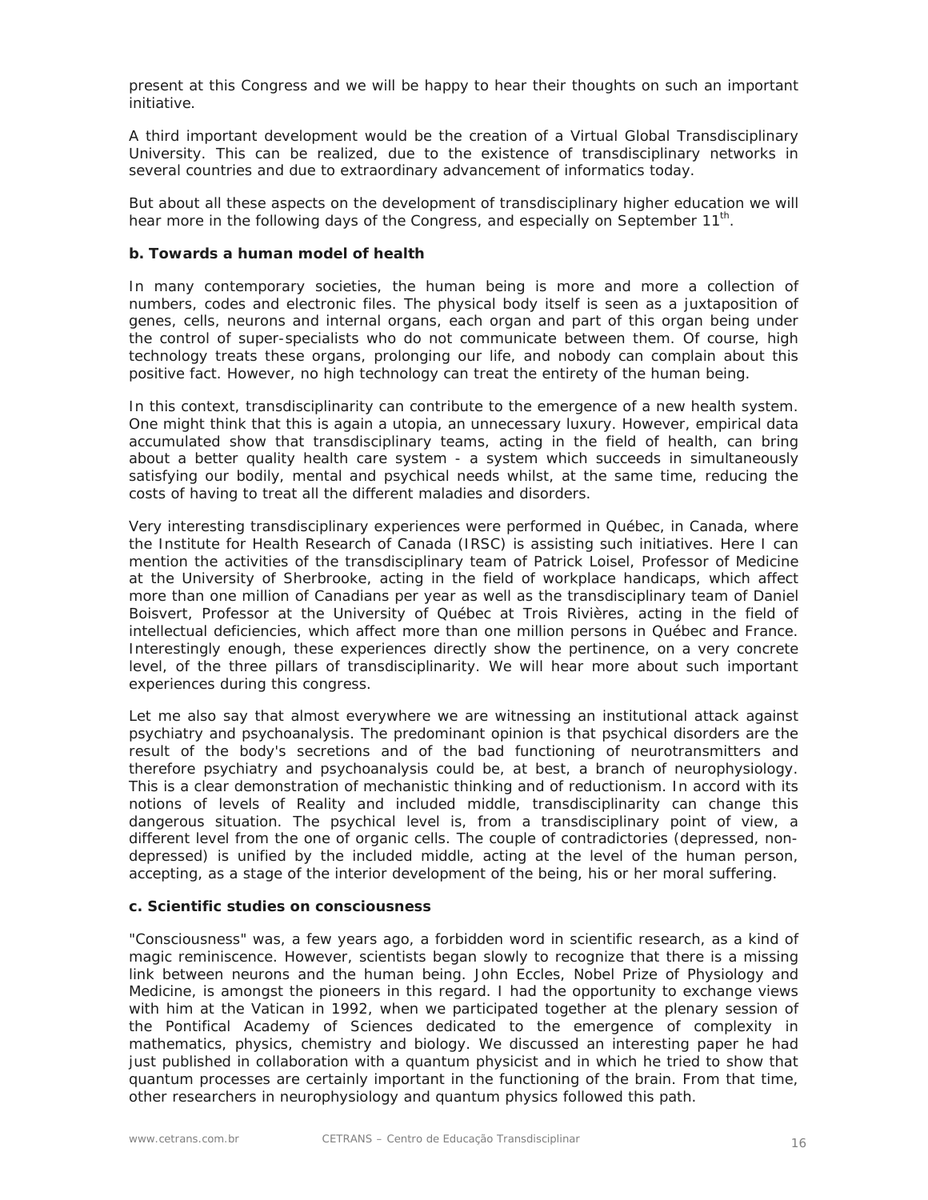present at this Congress and we will be happy to hear their thoughts on such an important initiative.

A third important development would be the creation of a Virtual Global Transdisciplinary University. This can be realized, due to the existence of transdisciplinary networks in several countries and due to extraordinary advancement of informatics today.

But about all these aspects on the development of transdisciplinary higher education we will hear more in the following days of the Congress, and especially on September 11th.

**b. Towards a human model of health**

In many contemporary societies, the human being is more and more a collection of numbers, codes and electronic files. The physical body itself is seen as a juxtaposition of genes, cells, neurons and internal organs, each organ and part of this organ being under the control of super-specialists who do not communicate between them. Of course, high technology treats these organs, prolonging our life, and nobody can complain about this positive fact. However, no high technology can treat the entirety of the human being.

In this context, transdisciplinarity can contribute to the emergence of a new health system. One might think that this is again a utopia, an unnecessary luxury. However, empirical data accumulated show that transdisciplinary teams, acting in the field of health, can bring about a better quality health care system - a system which succeeds in simultaneously satisfying our bodily, mental and psychical needs whilst, at the same time, reducing the costs of having to treat all the different maladies and disorders.

Very interesting transdisciplinary experiences were performed in Québec, in Canada, where the Institute for Health Research of Canada (IRSC) is assisting such initiatives. Here I can mention the activities of the transdisciplinary team of Patrick Loisel, Professor of Medicine at the University of Sherbrooke, acting in the field of workplace handicaps, which affect more than one million of Canadians per year as well as the transdisciplinary team of Daniel Boisvert, Professor at the University of Québec at Trois Rivières, acting in the field of intellectual deficiencies, which affect more than one million persons in Québec and France. Interestingly enough, these experiences directly show the pertinence, on a very concrete level, of the three pillars of transdisciplinarity. We will hear more about such important experiences during this congress.

Let me also say that almost everywhere we are witnessing an institutional attack against psychiatry and psychoanalysis. The predominant opinion is that psychical disorders are the result of the body's secretions and of the bad functioning of neurotransmitters and therefore psychiatry and psychoanalysis could be, at best, a branch of neurophysiology. This is a clear demonstration of mechanistic thinking and of reductionism. In accord with its notions of levels of Reality and included middle, transdisciplinarity can change this dangerous situation. The psychical level is, from a transdisciplinary point of view, a different level from the one of organic cells. The couple of contradictories (depressed, non-depressed) is unified by the included middle, acting at the level of the human person, accepting, as a stage of the interior development of the being, his or her moral suffering.

**c. Scientific studies on consciousness**

"Consciousness" was, a few years ago, a forbidden word in scientific research, as a kind of magic reminiscence. However, scientists began slowly to recognize that there is a missing link between neurons and the human being. John Eccles, Nobel Prize of Physiology and Medicine, is amongst the pioneers in this regard. I had the opportunity to exchange views with him at the Vatican in 1992, when we participated together at the plenary session of the Pontifical Academy of Sciences dedicated to the emergence of complexity in mathematics, physics, chemistry and biology. We discussed an interesting paper he had just published in collaboration with a quantum physicist and in which he tried to show that quantum processes are certainly important in the functioning of the brain. From that time, other researchers in neurophysiology and quantum physics followed this path.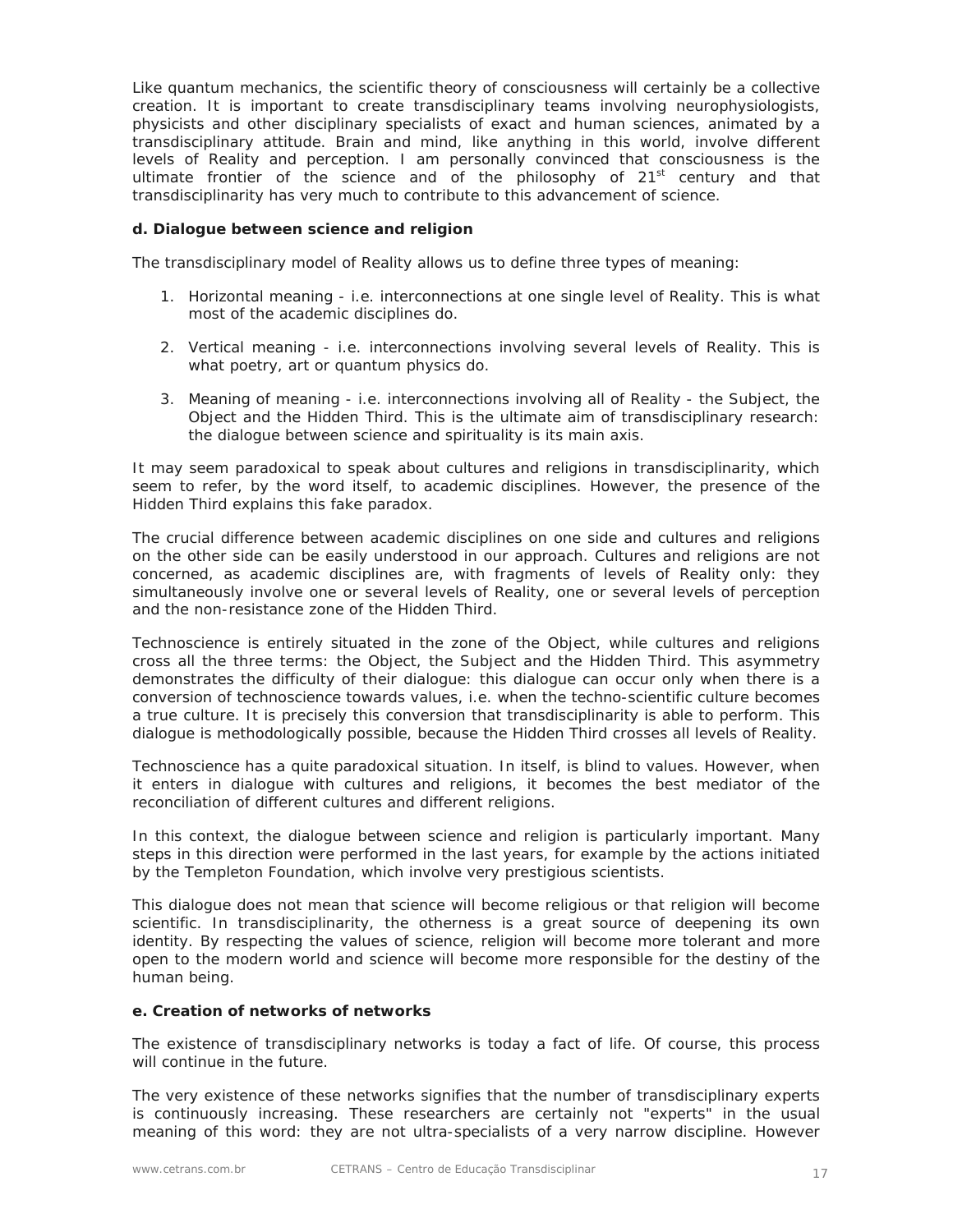Like quantum mechanics, the scientific theory of consciousness will certainly be a collective creation. It is important to create transdisciplinary teams involving neurophysiologists, physicists and other disciplinary specialists of exact and human sciences, animated by a transdisciplinary attitude. Brain and mind, like anything in this world, involve different levels of Reality and perception. I am personally convinced that consciousness is the ultimate frontier of the science and of the philosophy of 21st century and that transdisciplinarity has very much to contribute to this advancement of science.

**d. Dialogue between science and religion**

The transdisciplinary model of Reality allows us to define three types of meaning:

1. Horizontal meaning - i.e. interconnections at one single level of Reality. This is what most of the academic disciplines do.
2. Vertical meaning - i.e. interconnections involving several levels of Reality. This is what poetry, art or quantum physics do.
3. Meaning of meaning - i.e. interconnections involving all of Reality - the Subject, the Object and the Hidden Third. This is the ultimate aim of transdisciplinary research: the dialogue between science and spirituality is its main axis.

It may seem paradoxical to speak about cultures and religions in transdisciplinarity, which seem to refer, by the word itself, to academic disciplines. However, the presence of the Hidden Third explains this fake paradox.

The crucial difference between academic disciplines on one side and cultures and religions on the other side can be easily understood in our approach. Cultures and religions are not concerned, as academic disciplines are, with fragments of levels of Reality only: they simultaneously involve one or several levels of Reality, one or several levels of perception and the non-resistance zone of the Hidden Third.

Technoscience is entirely situated in the zone of the Object, while cultures and religions cross all the three terms: the Object, the Subject and the Hidden Third. This asymmetry demonstrates the difficulty of their dialogue: this dialogue can occur only when there is a conversion of technoscience towards values, i.e. when the techno-scientific culture becomes a true culture. It is precisely this conversion that transdisciplinarity is able to perform. This dialogue is methodologically possible, because the Hidden Third crosses all levels of Reality.

Technoscience has a quite paradoxical situation. In itself, is blind to values. However, when it enters in dialogue with cultures and religions, it becomes the best mediator of the reconciliation of different cultures and different religions.

In this context, the dialogue between science and religion is particularly important. Many steps in this direction were performed in the last years, for example by the actions initiated by the Templeton Foundation, which involve very prestigious scientists.

This dialogue does not mean that science will become religious or that religion will become scientific. In transdisciplinarity, the otherness is a great source of deepening its own identity. By respecting the values of science, religion will become more tolerant and more open to the modern world and science will become more responsible for the destiny of the human being.

**e. Creation of networks of networks**

The existence of transdisciplinary networks is today a fact of life. Of course, this process will continue in the future.

The very existence of these networks signifies that the number of transdisciplinary experts is continuously increasing. These researchers are certainly not "experts" in the usual meaning of this word: they are not ultra-specialists of a very narrow discipline. However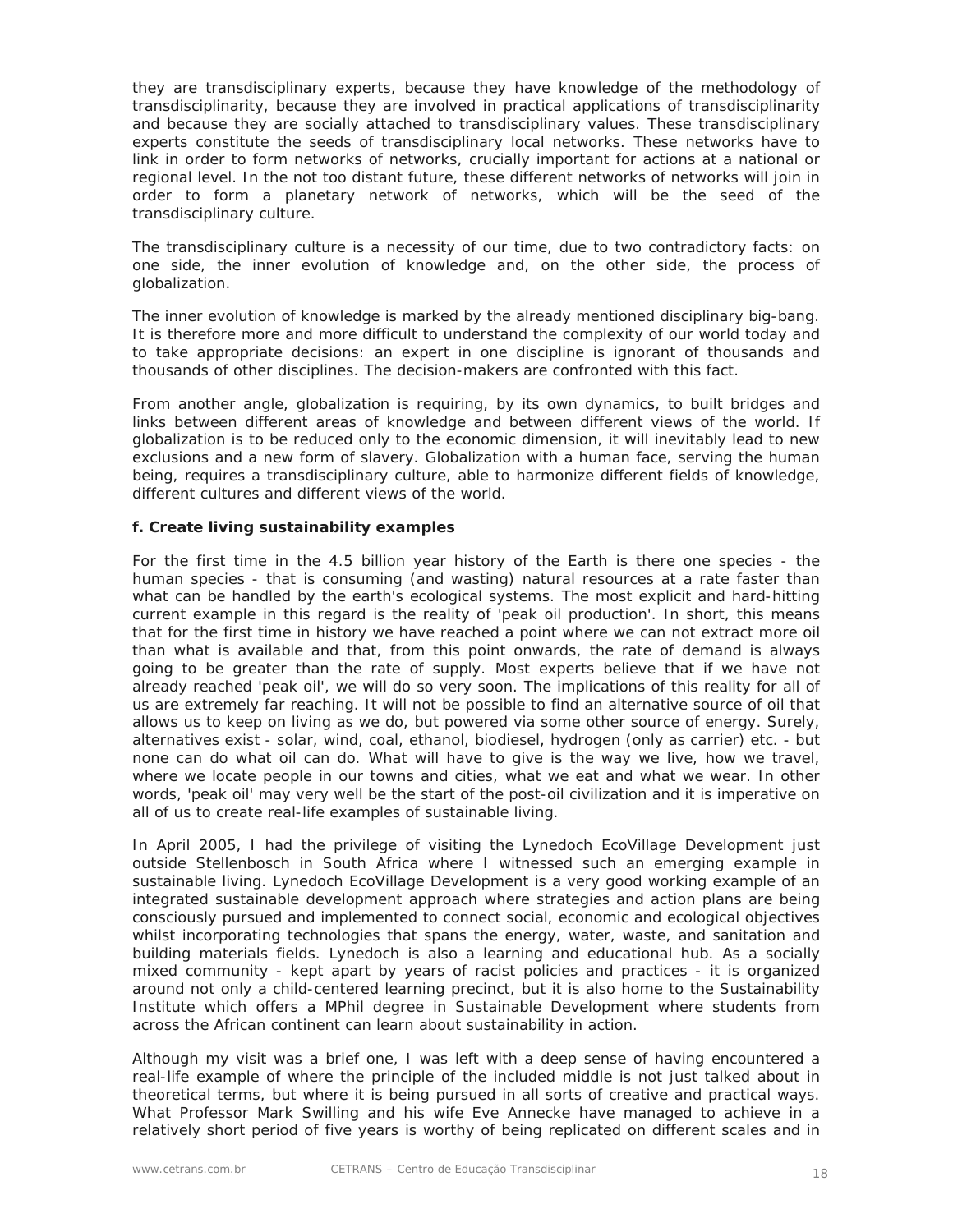they are transdisciplinary experts, because they have knowledge of the methodology of transdisciplinarity, because they are involved in practical applications of transdisciplinarity and because they are socially attached to transdisciplinary values. These transdisciplinary experts constitute the seeds of transdisciplinary local networks. These networks have to link in order to form networks of networks, crucially important for actions at a national or regional level. In the not too distant future, these different networks of networks will join in order to form a planetary network of networks, which will be the seed of the transdisciplinary culture.

The transdisciplinary culture is a necessity of our time, due to two contradictory facts: on one side, the inner evolution of knowledge and, on the other side, the process of globalization.

The inner evolution of knowledge is marked by the already mentioned disciplinary big-bang. It is therefore more and more difficult to understand the complexity of our world today and to take appropriate decisions: an expert in one discipline is ignorant of thousands and thousands of other disciplines. The decision-makers are confronted with this fact.

From another angle, globalization is requiring, by its own dynamics, to built bridges and links between different areas of knowledge and between different views of the world. If globalization is to be reduced only to the economic dimension, it will inevitably lead to new exclusions and a new form of slavery. Globalization with a human face, serving the human being, requires a transdisciplinary culture, able to harmonize different fields of knowledge, different cultures and different views of the world.

**f. Create living sustainability examples**

For the first time in the 4.5 billion year history of the Earth is there one species - the human species - that is consuming (and wasting) natural resources at a rate faster than what can be handled by the earth's ecological systems. The most explicit and hard-hitting current example in this regard is the reality of 'peak oil production'. In short, this means that for the first time in history we have reached a point where we can not extract more oil than what is available and that, from this point onwards, the rate of demand is always going to be greater than the rate of supply. Most experts believe that if we have not already reached 'peak oil', we will do so very soon. The implications of this reality for all of us are extremely far reaching. It will not be possible to find an alternative source of oil that allows us to keep on living as we do, but powered via some other source of energy. Surely, alternatives exist - solar, wind, coal, ethanol, biodiesel, hydrogen (only as carrier) etc. - but none can do what oil can do. What will have to give is the way we live, how we travel, where we locate people in our towns and cities, what we eat and what we wear. In other words, 'peak oil' may very well be the start of the post-oil civilization and it is imperative on all of us to create real-life examples of sustainable living.

In April 2005, I had the privilege of visiting the Lynedoch EcoVillage Development just outside Stellenbosch in South Africa where I witnessed such an emerging example in sustainable living. Lynedoch EcoVillage Development is a very good working example of an integrated sustainable development approach where strategies and action plans are being consciously pursued and implemented to connect social, economic and ecological objectives whilst incorporating technologies that spans the energy, water, waste, and sanitation and building materials fields. Lynedoch is also a learning and educational hub. As a socially mixed community - kept apart by years of racist policies and practices - it is organized around not only a child-centered learning precinct, but it is also home to the Sustainability Institute which offers a MPhil degree in Sustainable Development where students from across the African continent can learn about sustainability in action.

Although my visit was a brief one, I was left with a deep sense of having encountered a real-life example of where the principle of the included middle is not just talked about in theoretical terms, but where it is being pursued in all sorts of creative and practical ways. What Professor Mark Swilling and his wife Eve Annecke have managed to achieve in a relatively short period of five years is worthy of being replicated on different scales and in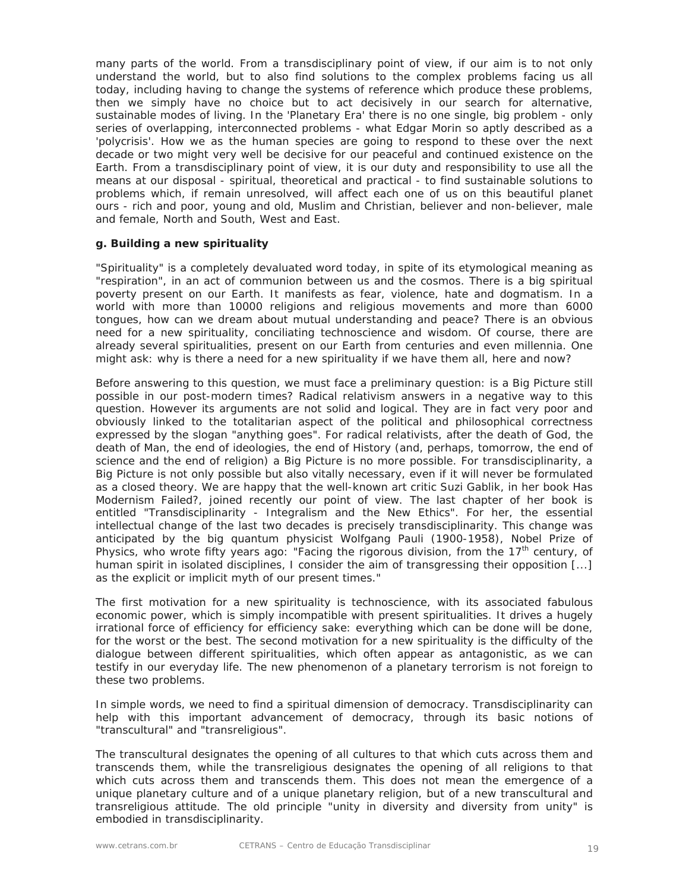many parts of the world. From a transdisciplinary point of view, if our aim is to not only understand the world, but to also find solutions to the complex problems facing us all today, including having to change the systems of reference which produce these problems, then we simply have no choice but to act decisively in our search for alternative, sustainable modes of living. In the 'Planetary Era' there is no one single, big problem - only series of overlapping, interconnected problems - what Edgar Morin so aptly described as a 'polycrisis'. How we as the human species are going to respond to these over the next decade or two might very well be decisive for our peaceful and continued existence on the Earth. From a transdisciplinary point of view, it is our duty and responsibility to use all the means at our disposal - spiritual, theoretical and practical - to find sustainable solutions to problems which, if remain unresolved, will affect each one of us on this beautiful planet ours - rich and poor, young and old, Muslim and Christian, believer and non-believer, male and female, North and South, West and East.

**g. Building a new spirituality**

"Spirituality" is a completely devaluated word today, in spite of its etymological meaning as "respiration", in an act of communion between us and the cosmos. There is a big spiritual poverty present on our Earth. It manifests as fear, violence, hate and dogmatism. In a world with more than 10000 religions and religious movements and more than 6000 tongues, how can we dream about mutual understanding and peace? There is an obvious need for a new spirituality, conciliating technoscience and wisdom. Of course, there are already several spiritualities, present on our Earth from centuries and even millennia. One might ask: why is there a need for a new spirituality if we have them all, here and now?

Before answering to this question, we must face a preliminary question: is a Big Picture still possible in our post-modern times? Radical relativism answers in a negative way to this question. However its arguments are not solid and logical. They are in fact very poor and obviously linked to the totalitarian aspect of the political and philosophical correctness expressed by the slogan "anything goes". For radical relativists, after the death of God, the death of Man, the end of ideologies, the end of History (and, perhaps, tomorrow, the end of science and the end of religion) a Big Picture is no more possible. For transdisciplinarity, a Big Picture is not only possible but also vitally necessary, even if it will never be formulated as a closed theory. We are happy that the well-known art critic Suzi Gablik, in her book Has Modernism Failed?, joined recently our point of view. The last chapter of her book is entitled "Transdisciplinarity - Integralism and the New Ethics". For her, the essential intellectual change of the last two decades is precisely transdisciplinarity. This change was anticipated by the big quantum physicist Wolfgang Pauli (1900-1958), Nobel Prize of Physics, who wrote fifty years ago: "Facing the rigorous division, from the 17th century, of human spirit in isolated disciplines, I consider the aim of transgressing their opposition [...] as the explicit or implicit myth of our present times."

The first motivation for a new spirituality is technoscience, with its associated fabulous economic power, which is simply incompatible with present spiritualities. It drives a hugely irrational force of efficiency for efficiency sake: everything which can be done will be done, for the worst or the best. The second motivation for a new spirituality is the difficulty of the dialogue between different spiritualities, which often appear as antagonistic, as we can testify in our everyday life. The new phenomenon of a planetary terrorism is not foreign to these two problems.

In simple words, we need to find a spiritual dimension of democracy. Transdisciplinarity can help with this important advancement of democracy, through its basic notions of "transcultural" and "transreligious".

The transcultural designates the opening of all cultures to that which cuts across them and transcends them, while the transreligious designates the opening of all religions to that which cuts across them and transcends them. This does not mean the emergence of a unique planetary culture and of a unique planetary religion, but of a new transcultural and transreligious attitude. The old principle "unity in diversity and diversity from unity" is embodied in transdisciplinarity.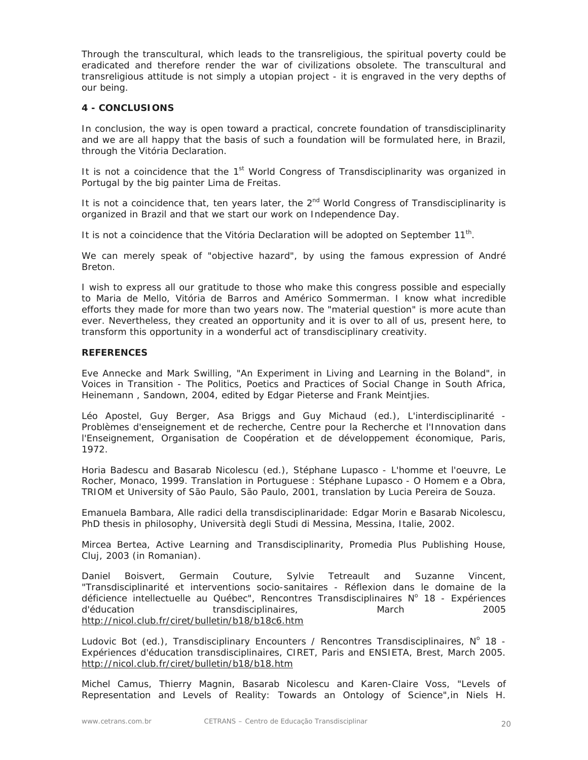Through the transcultural, which leads to the transreligious, the spiritual poverty could be eradicated and therefore render the war of civilizations obsolete. The transcultural and transreligious attitude is not simply a utopian project - it is engraved in the very depths of our being.

### 4 - CONCLUSIONS

In conclusion, the way is open toward a practical, concrete foundation of transdisciplinarity and we are all happy that the basis of such a foundation will be formulated here, in Brazil, through the Vitória Declaration.

It is not a coincidence that the 1st World Congress of Transdisciplinarity was organized in Portugal by the big painter Lima de Freitas.

It is not a coincidence that, ten years later, the 2nd World Congress of Transdisciplinarity is organized in Brazil and that we start our work on Independence Day.

It is not a coincidence that the Vitória Declaration will be adopted on September 11th.

We can merely speak of "objective hazard", by using the famous expression of André Breton.

I wish to express all our gratitude to those who make this congress possible and especially to Maria de Mello, Vitória de Barros and Américo Sommerman. I know what incredible efforts they made for more than two years now. The "material question" is more acute than ever. Nevertheless, they created an opportunity and it is over to all of us, present here, to transform this opportunity in a wonderful act of transdisciplinary creativity.

### REFERENCES

Eve Annecke and Mark Swilling, "An Experiment in Living and Learning in the Boland", in Voices in Transition - The Politics, Poetics and Practices of Social Change in South Africa, Heinemann , Sandown, 2004, edited by Edgar Pieterse and Frank Meintjies.

Léo Apostel, Guy Berger, Asa Briggs and Guy Michaud (ed.), L'interdisciplinarité - Problèmes d'enseignement et de recherche, Centre pour la Recherche et l'Innovation dans l'Enseignement, Organisation de Coopération et de développement économique, Paris, 1972.

Horia Badescu and Basarab Nicolescu (ed.), Stéphane Lupasco - L'homme et l'oeuvre, Le Rocher, Monaco, 1999. Translation in Portuguese : Stéphane Lupasco - O Homem e a Obra, TRIOM et University of São Paulo, São Paulo, 2001, translation by Lucia Pereira de Souza.

Emanuela Bambara, Alle radici della transdisciplinaridade: Edgar Morin e Basarab Nicolescu, PhD thesis in philosophy, Università degli Studi di Messina, Messina, Italie, 2002.

Mircea Bertea, Active Learning and Transdisciplinarity, Promedia Plus Publishing House, Cluj, 2003 (in Romanian).

Daniel Boisvert, Germain Couture, Sylvie Tetreault and Suzanne Vincent, "Transdisciplinarité et interventions socio-sanitaires - Réflexion dans le domaine de la déficience intellectuelle au Québec", Rencontres Transdisciplinaires N° 18 - Expériences d'éducation transdisciplinaires, March 2005 http://nicol.club.fr/ciret/bulletin/b18/b18c6.htm

Ludovic Bot (ed.), Transdisciplinary Encounters / Rencontres Transdisciplinaires, N° 18 - Expériences d'éducation transdisciplinaires, CIRET, Paris and ENSIETA, Brest, March 2005. http://nicol.club.fr/ciret/bulletin/b18/b18.htm

Michel Camus, Thierry Magnin, Basarab Nicolescu and Karen-Claire Voss, "Levels of Representation and Levels of Reality: Towards an Ontology of Science",in Niels H.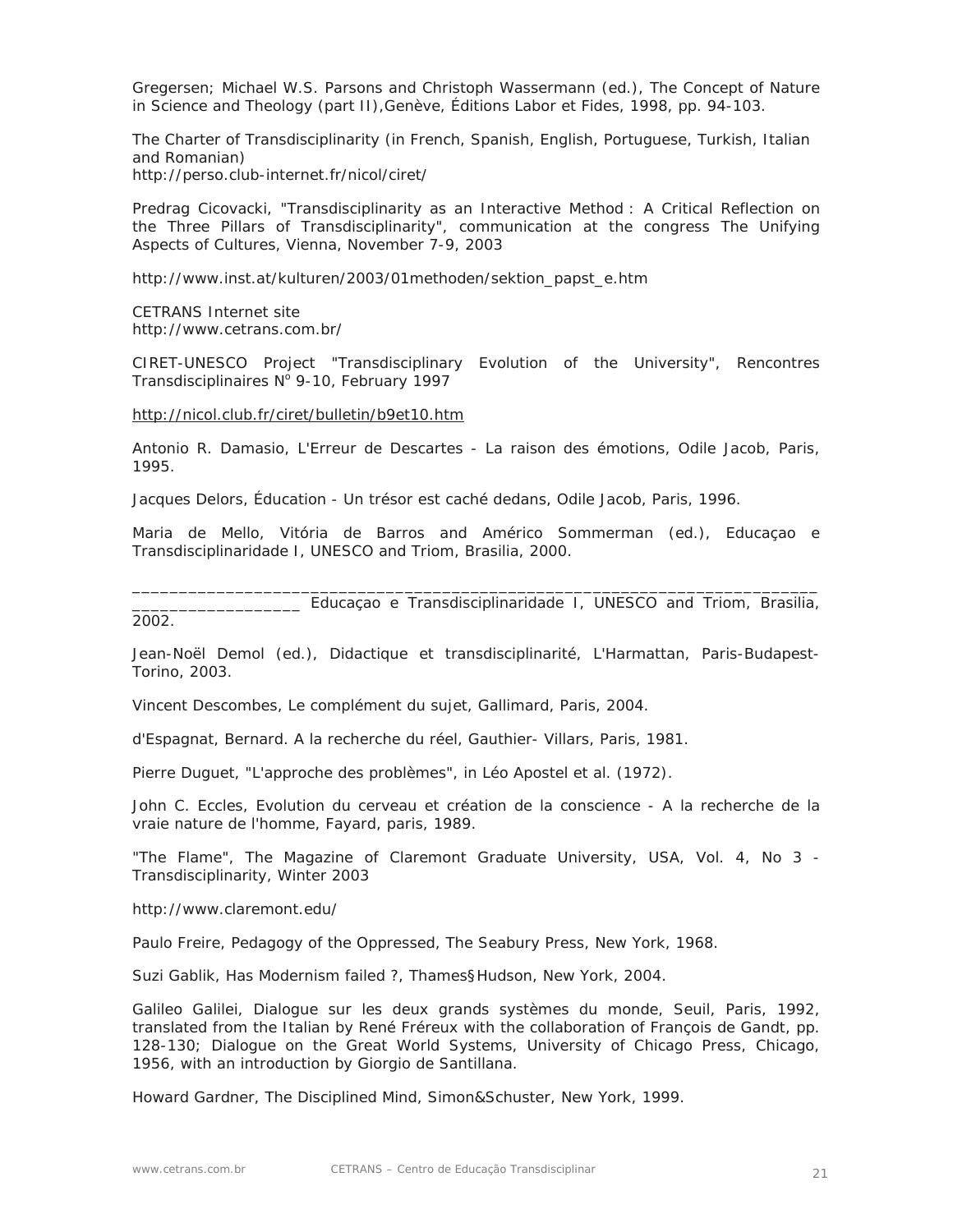Gregersen; Michael W.S. Parsons and Christoph Wassermann (ed.), The Concept of Nature in Science and Theology (part II),Genève, Éditions Labor et Fides, 1998, pp. 94-103.

The Charter of Transdisciplinarity (in French, Spanish, English, Portuguese, Turkish, Italian and Romanian)
http://perso.club-internet.fr/nicol/ciret/

Predrag Cicovacki, "Transdisciplinarity as an Interactive Method : A Critical Reflection on the Three Pillars of Transdisciplinarity", communication at the congress The Unifying Aspects of Cultures, Vienna, November 7-9, 2003

http://www.inst.at/kulturen/2003/01methoden/sektion_papst_e.htm

CETRANS Internet site
http://www.cetrans.com.br/

CIRET-UNESCO Project "Transdisciplinary Evolution of the University", Rencontres Transdisciplinaires N° 9-10, February 1997

http://nicol.club.fr/ciret/bulletin/b9et10.htm

Antonio R. Damasio, L'Erreur de Descartes - La raison des émotions, Odile Jacob, Paris, 1995.

Jacques Delors, Éducation - Un trésor est caché dedans, Odile Jacob, Paris, 1996.

Maria de Mello, Vitória de Barros and Américo Sommerman (ed.), Educaçao e Transdisciplinaridade I, UNESCO and Triom, Brasilia, 2000.

__________________________________________________________________________________________ Educaçao e Transdisciplinaridade I, UNESCO and Triom, Brasilia, 2002.

Jean-Noël Demol (ed.), Didactique et transdisciplinarité, L'Harmattan, Paris-Budapest-Torino, 2003.

Vincent Descombes, Le complément du sujet, Gallimard, Paris, 2004.

d'Espagnat, Bernard. A la recherche du réel, Gauthier- Villars, Paris, 1981.

Pierre Duguet, "L'approche des problèmes", in Léo Apostel et al. (1972).

John C. Eccles, Evolution du cerveau et création de la conscience - A la recherche de la vraie nature de l'homme, Fayard, paris, 1989.

"The Flame", The Magazine of Claremont Graduate University, USA, Vol. 4, No 3 - Transdisciplinarity, Winter 2003

http://www.claremont.edu/

Paulo Freire, Pedagogy of the Oppressed, The Seabury Press, New York, 1968.

Suzi Gablik, Has Modernism failed ?, Thames§Hudson, New York, 2004.

Galileo Galilei, Dialogue sur les deux grands systèmes du monde, Seuil, Paris, 1992, translated from the Italian by René Fréreux with the collaboration of François de Gandt, pp. 128-130; Dialogue on the Great World Systems, University of Chicago Press, Chicago, 1956, with an introduction by Giorgio de Santillana.

Howard Gardner, The Disciplined Mind, Simon&Schuster, New York, 1999.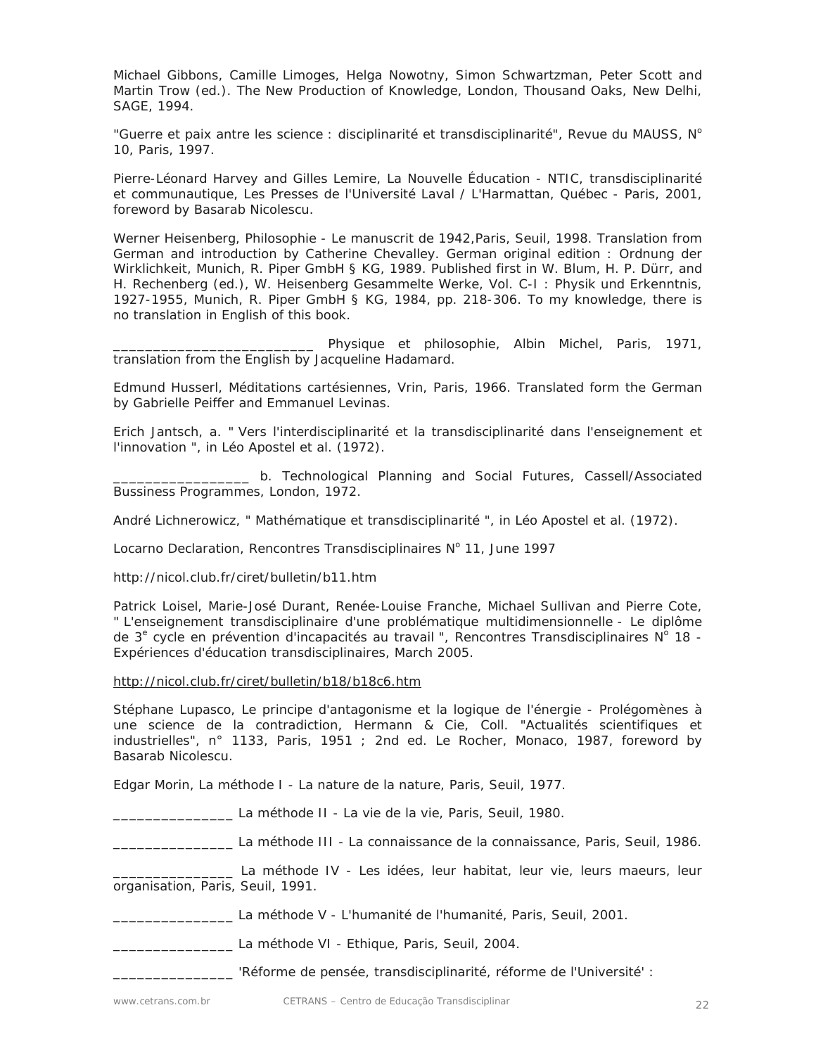Michael Gibbons, Camille Limoges, Helga Nowotny, Simon Schwartzman, Peter Scott and Martin Trow (ed.). The New Production of Knowledge, London, Thousand Oaks, New Delhi, SAGE, 1994.

"Guerre et paix antre les science : disciplinarité et transdisciplinarité", Revue du MAUSS, N° 10, Paris, 1997.

Pierre-Léonard Harvey and Gilles Lemire, La Nouvelle Éducation - NTIC, transdisciplinarité et communautique, Les Presses de l'Université Laval / L'Harmattan, Québec - Paris, 2001, foreword by Basarab Nicolescu.

Werner Heisenberg, Philosophie - Le manuscrit de 1942,Paris, Seuil, 1998. Translation from German and introduction by Catherine Chevalley. German original edition : Ordnung der Wirklichkeit, Munich, R. Piper GmbH § KG, 1989. Published first in W. Blum, H. P. Dürr, and H. Rechenberg (ed.), W. Heisenberg Gesammelte Werke, Vol. C-I : Physik und Erkenntnis, 1927-1955, Munich, R. Piper GmbH § KG, 1984, pp. 218-306. To my knowledge, there is no translation in English of this book.

_________________________ Physique et philosophie, Albin Michel, Paris, 1971, translation from the English by Jacqueline Hadamard.

Edmund Husserl, Méditations cartésiennes, Vrin, Paris, 1966. Translated form the German by Gabrielle Peiffer and Emmanuel Levinas.

Erich Jantsch, a. " Vers l'interdisciplinarité et la transdisciplinarité dans l'enseignement et l'innovation ", in Léo Apostel et al. (1972).

_________________ b. Technological Planning and Social Futures, Cassell/Associated Bussiness Programmes, London, 1972.

André Lichnerowicz, " Mathématique et transdisciplinarité ", in Léo Apostel et al. (1972).

Locarno Declaration, Rencontres Transdisciplinaires N° 11, June 1997

http://nicol.club.fr/ciret/bulletin/b11.htm

Patrick Loisel, Marie-José Durant, Renée-Louise Franche, Michael Sullivan and Pierre Cote, " L'enseignement transdisciplinaire d'une problématique multidimensionnelle - Le diplôme de 3e cycle en prévention d'incapacités au travail ", Rencontres Transdisciplinaires N° 18 - Expériences d'éducation transdisciplinaires, March 2005.

http://nicol.club.fr/ciret/bulletin/b18/b18c6.htm

Stéphane Lupasco, Le principe d'antagonisme et la logique de l'énergie - Prolégomènes à une science de la contradiction, Hermann & Cie, Coll. "Actualités scientifiques et industrielles", n° 1133, Paris, 1951 ; 2nd ed. Le Rocher, Monaco, 1987, foreword by Basarab Nicolescu.

Edgar Morin, La méthode I - La nature de la nature, Paris, Seuil, 1977.

_______________ La méthode II - La vie de la vie, Paris, Seuil, 1980.

_______________ La méthode III - La connaissance de la connaissance, Paris, Seuil, 1986.

_______________ La méthode IV - Les idées, leur habitat, leur vie, leurs maeurs, leur organisation, Paris, Seuil, 1991.

_______________ La méthode V - L'humanité de l'humanité, Paris, Seuil, 2001.

_______________ La méthode VI - Ethique, Paris, Seuil, 2004.

_______________ 'Réforme de pensée, transdisciplinarité, réforme de l'Université' :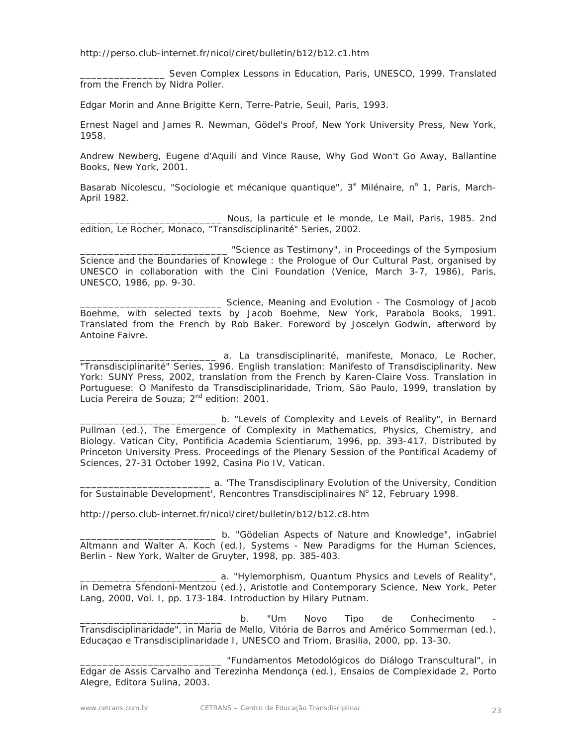http://perso.club-internet.fr/nicol/ciret/bulletin/b12/b12.c1.htm

_______________ Seven Complex Lessons in Education, Paris, UNESCO, 1999. Translated from the French by Nidra Poller.

Edgar Morin and Anne Brigitte Kern, Terre-Patrie, Seuil, Paris, 1993.

Ernest Nagel and James R. Newman, Gödel's Proof, New York University Press, New York, 1958.

Andrew Newberg, Eugene d'Aquili and Vince Rause, Why God Won't Go Away, Ballantine Books, New York, 2001.

Basarab Nicolescu, "Sociologie et mécanique quantique", 3[e] Milénaire, n[o] 1, Paris, March-April 1982.

_________________________ Nous, la particule et le monde, Le Mail, Paris, 1985. 2nd edition, Le Rocher, Monaco, "Transdisciplinarité" Series, 2002.

_________________________ "Science as Testimony", in Proceedings of the Symposium Science and the Boundaries of Knowlege : the Prologue of Our Cultural Past, organised by UNESCO in collaboration with the Cini Foundation (Venice, March 3-7, 1986), Paris, UNESCO, 1986, pp. 9-30.

_________________________ Science, Meaning and Evolution - The Cosmology of Jacob Boehme, with selected texts by Jacob Boehme, New York, Parabola Books, 1991. Translated from the French by Rob Baker. Foreword by Joscelyn Godwin, afterword by Antoine Faivre.

________________________ a. La transdisciplinarité, manifeste, Monaco, Le Rocher, "Transdisciplinarité" Series, 1996. English translation: Manifesto of Transdisciplinarity. New York: SUNY Press, 2002, translation from the French by Karen-Claire Voss. Translation in Portuguese: O Manifesto da Transdisciplinaridade, Triom, São Paulo, 1999, translation by Lucia Pereira de Souza; 2[nd] edition: 2001.

________________________ b. "Levels of Complexity and Levels of Reality", in Bernard Pullman (ed.), The Emergence of Complexity in Mathematics, Physics, Chemistry, and Biology. Vatican City, Pontificia Academia Scientiarum, 1996, pp. 393-417. Distributed by Princeton University Press. Proceedings of the Plenary Session of the Pontifical Academy of Sciences, 27-31 October 1992, Casina Pio IV, Vatican.

_______________________ a. 'The Transdisciplinary Evolution of the University, Condition for Sustainable Development', Rencontres Transdisciplinaires N[o] 12, February 1998.

http://perso.club-internet.fr/nicol/ciret/bulletin/b12/b12.c8.htm

________________________ b. "Gödelian Aspects of Nature and Knowledge", inGabriel Altmann and Walter A. Koch (ed.), Systems - New Paradigms for the Human Sciences, Berlin - New York, Walter de Gruyter, 1998, pp. 385-403.

________________________ a. "Hylemorphism, Quantum Physics and Levels of Reality", in Demetra Sfendoni-Mentzou (ed.), Aristotle and Contemporary Science, New York, Peter Lang, 2000, Vol. I, pp. 173-184. Introduction by Hilary Putnam.

_________________________ b. "Um Novo Tipo de Conhecimento - Transdisciplinaridade", in Maria de Mello, Vitória de Barros and Américo Sommerman (ed.), Educaçao e Transdisciplinaridade I, UNESCO and Triom, Brasilia, 2000, pp. 13-30.

_________________________ "Fundamentos Metodológicos do Diálogo Transcultural", in Edgar de Assis Carvalho and Terezinha Mendonça (ed.), Ensaios de Complexidade 2, Porto Alegre, Editora Sulina, 2003.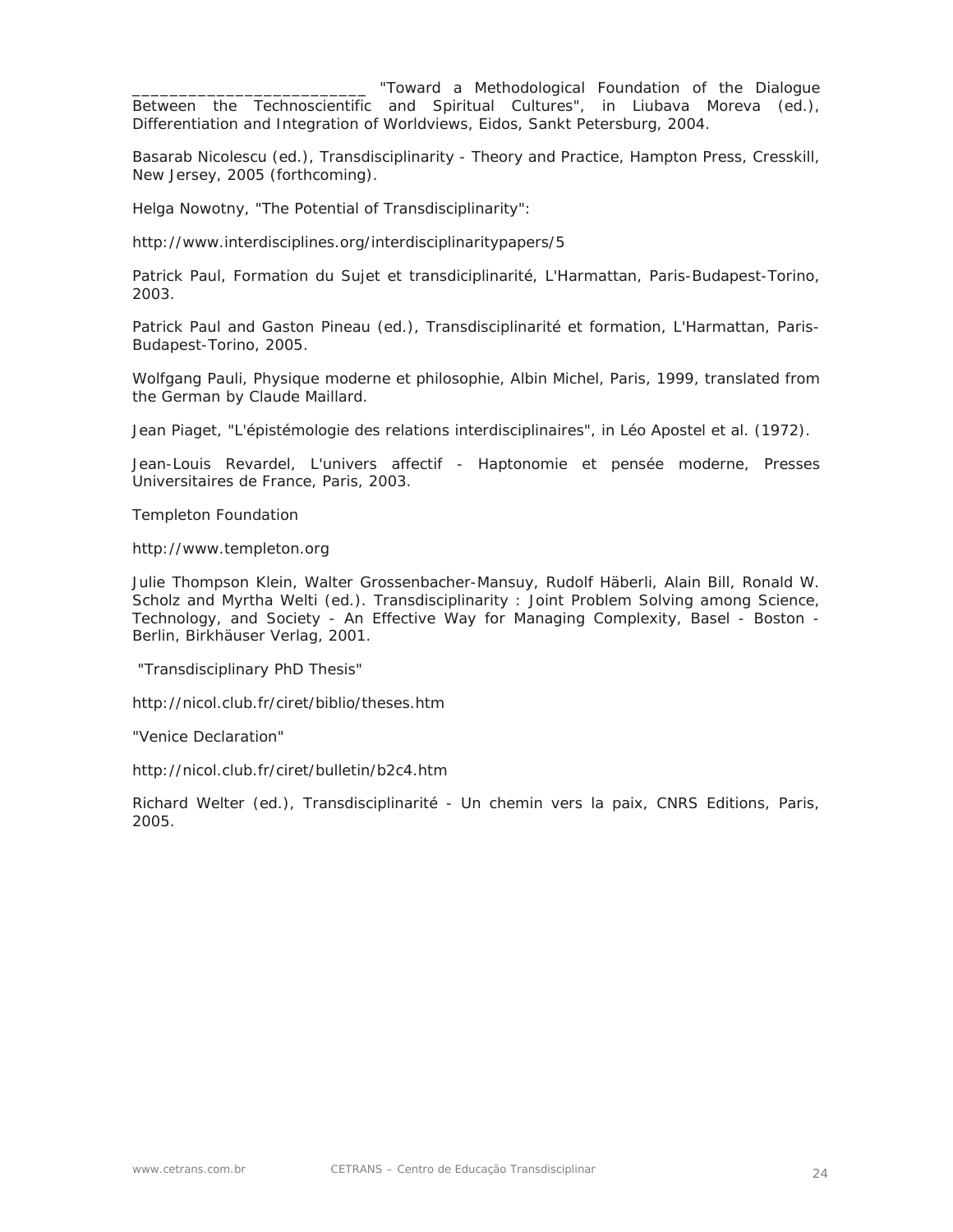__________________________ "Toward a Methodological Foundation of the Dialogue Between the Technoscientific and Spiritual Cultures", in Liubava Moreva (ed.), Differentiation and Integration of Worldviews, Eidos, Sankt Petersburg, 2004.

Basarab Nicolescu (ed.), Transdisciplinarity - Theory and Practice, Hampton Press, Cresskill, New Jersey, 2005 (forthcoming).

Helga Nowotny, "The Potential of Transdisciplinarity":

http://www.interdisciplines.org/interdisciplinaritypapers/5

Patrick Paul, Formation du Sujet et transdiciplinarité, L'Harmattan, Paris-Budapest-Torino, 2003.

Patrick Paul and Gaston Pineau (ed.), Transdisciplinarité et formation, L'Harmattan, Paris-Budapest-Torino, 2005.

Wolfgang Pauli, Physique moderne et philosophie, Albin Michel, Paris, 1999, translated from the German by Claude Maillard.

Jean Piaget, "L'épistémologie des relations interdisciplinaires", in Léo Apostel et al. (1972).

Jean-Louis Revardel, L'univers affectif - Haptonomie et pensée moderne, Presses Universitaires de France, Paris, 2003.

Templeton Foundation

http://www.templeton.org

Julie Thompson Klein, Walter Grossenbacher-Mansuy, Rudolf Häberli, Alain Bill, Ronald W. Scholz and Myrtha Welti (ed.). Transdisciplinarity : Joint Problem Solving among Science, Technology, and Society - An Effective Way for Managing Complexity, Basel - Boston - Berlin, Birkhäuser Verlag, 2001.

"Transdisciplinary PhD Thesis"

http://nicol.club.fr/ciret/biblio/theses.htm

"Venice Declaration"

http://nicol.club.fr/ciret/bulletin/b2c4.htm

Richard Welter (ed.), Transdisciplinarité - Un chemin vers la paix, CNRS Editions, Paris, 2005.